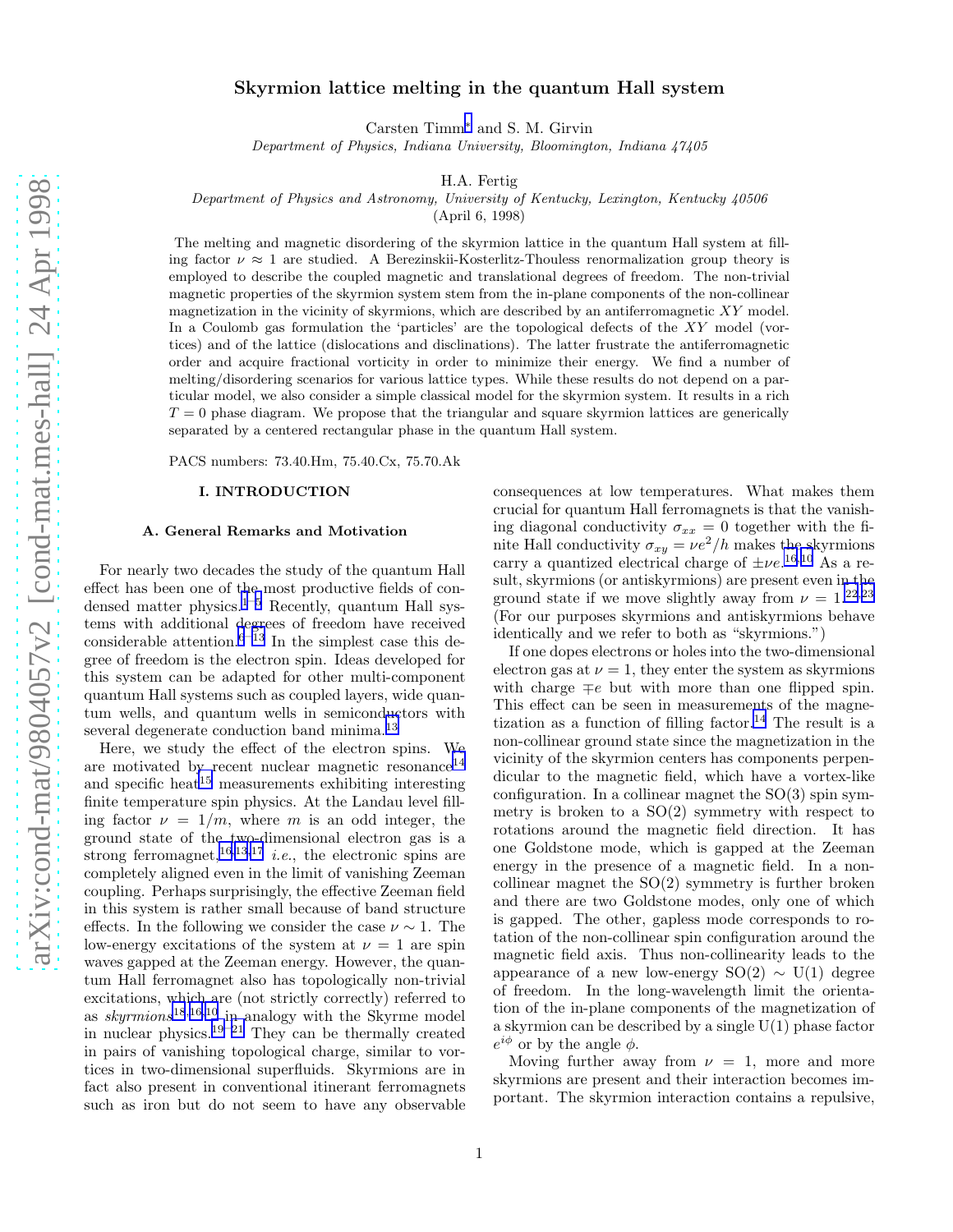# Skyrmion lattice melting in the quantum Hall system

Carsten Timm[*] and S. M. Girvin

*Department of Physics, Indiana University, Bloomington, Indiana 47405*

H.A. Fertig

*Department of Physics and Astronomy, University of Kentucky, Lexington, Kentucky 40506*

(April 6, 1998)

The melting and magnetic disordering of the skyrmion lattice in the quantum Hall system at filling factor $\nu \approx 1$ are studied. A Berezinskii-Kosterlitz-Thouless renormalization group theory is employed to describe the coupled magnetic and translational degrees of freedom. The non-trivial magnetic properties of the skyrmion system stem from the in-plane components of the non-collinear magnetization in the vicinity of skyrmions, which are described by an antiferromagnetic $XY$ model. In a Coulomb gas formulation the 'particles' are the topological defects of the $XY$ model (vortices) and of the lattice (dislocations and disclinations). The latter frustrate the antiferromagnetic order and acquire fractional vorticity in order to minimize their energy. We find a number of melting/disordering scenarios for various lattice types. While these results do not depend on a particular model, we also consider a simple classical model for the skyrmion system. It results in a rich $T = 0$ phase diagram. We propose that the triangular and square skyrmion lattices are generically separated by a centered rectangular phase in the quantum Hall system.

PACS numbers: 73.40.Hm, 75.40.Cx, 75.70.Ak

## I. INTRODUCTION

### A. General Remarks and Motivation

For nearly two decades the study of the quantum Hall effect has been one of the most productive fields of condensed matter physics.[1–5] Recently, quantum Hall systems with additional degrees of freedom have received considerable attention.[6–13] In the simplest case this degree of freedom is the electron spin. Ideas developed for this system can be adapted for other multi-component quantum Hall systems such as coupled layers, wide quantum wells, and quantum wells in semiconductors with several degenerate conduction band minima.[13]

Here, we study the effect of the electron spins. We are motivated by recent nuclear magnetic resonance[14] and specific heat[15] measurements exhibiting interesting finite temperature spin physics. At the Landau level filling factor $\nu = 1/m$, where $m$ is an odd integer, the ground state of the two-dimensional electron gas is a strong ferromagnet,[16,13,17] *i.e.*, the electronic spins are completely aligned even in the limit of vanishing Zeeman coupling. Perhaps surprisingly, the effective Zeeman field in this system is rather small because of band structure effects. In the following we consider the case $\nu \sim 1$. The low-energy excitations of the system at $\nu = 1$ are spin waves gapped at the Zeeman energy. However, the quantum Hall ferromagnet also has topologically non-trivial excitations, which are (not strictly correctly) referred to as *skyrmions*[18,16,10] in analogy with the Skyrme model in nuclear physics.[19–21] They can be thermally created in pairs of vanishing topological charge, similar to vortices in two-dimensional superfluids. Skyrmions are in fact also present in conventional itinerant ferromagnets such as iron but do not seem to have any observable consequences at low temperatures. What makes them crucial for quantum Hall ferromagnets is that the vanishing diagonal conductivity $\sigma_{xx} = 0$ together with the finite Hall conductivity $\sigma_{xy} = \nu e^2/h$ makes the skyrmions carry a quantized electrical charge of $\pm\nu e$.[16,10] As a result, skyrmions (or antiskyrmions) are present even in the ground state if we move slightly away from $\nu = 1$.[22,23] (For our purposes skyrmions and antiskyrmions behave identically and we refer to both as "skyrmions.")

If one dopes electrons or holes into the two-dimensional electron gas at $\nu = 1$, they enter the system as skyrmions with charge $\mp e$ but with more than one flipped spin. This effect can be seen in measurements of the magnetization as a function of filling factor.[14] The result is a non-collinear ground state since the magnetization in the vicinity of the skyrmion centers has components perpendicular to the magnetic field, which have a vortex-like configuration. In a collinear magnet the SO(3) spin symmetry is broken to a SO(2) symmetry with respect to rotations around the magnetic field direction. It has one Goldstone mode, which is gapped at the Zeeman energy in the presence of a magnetic field. In a non-collinear magnet the SO(2) symmetry is further broken and there are two Goldstone modes, only one of which is gapped. The other, gapless mode corresponds to rotation of the non-collinear spin configuration around the magnetic field axis. Thus non-collinearity leads to the appearance of a new low-energy SO(2) $\sim$ U(1) degree of freedom. In the long-wavelength limit the orientation of the in-plane components of the magnetization of a skyrmion can be described by a single U(1) phase factor $e^{i\phi}$ or by the angle $\phi$.

Moving further away from $\nu = 1$, more and more skyrmions are present and their interaction becomes important. The skyrmion interaction contains a repulsive,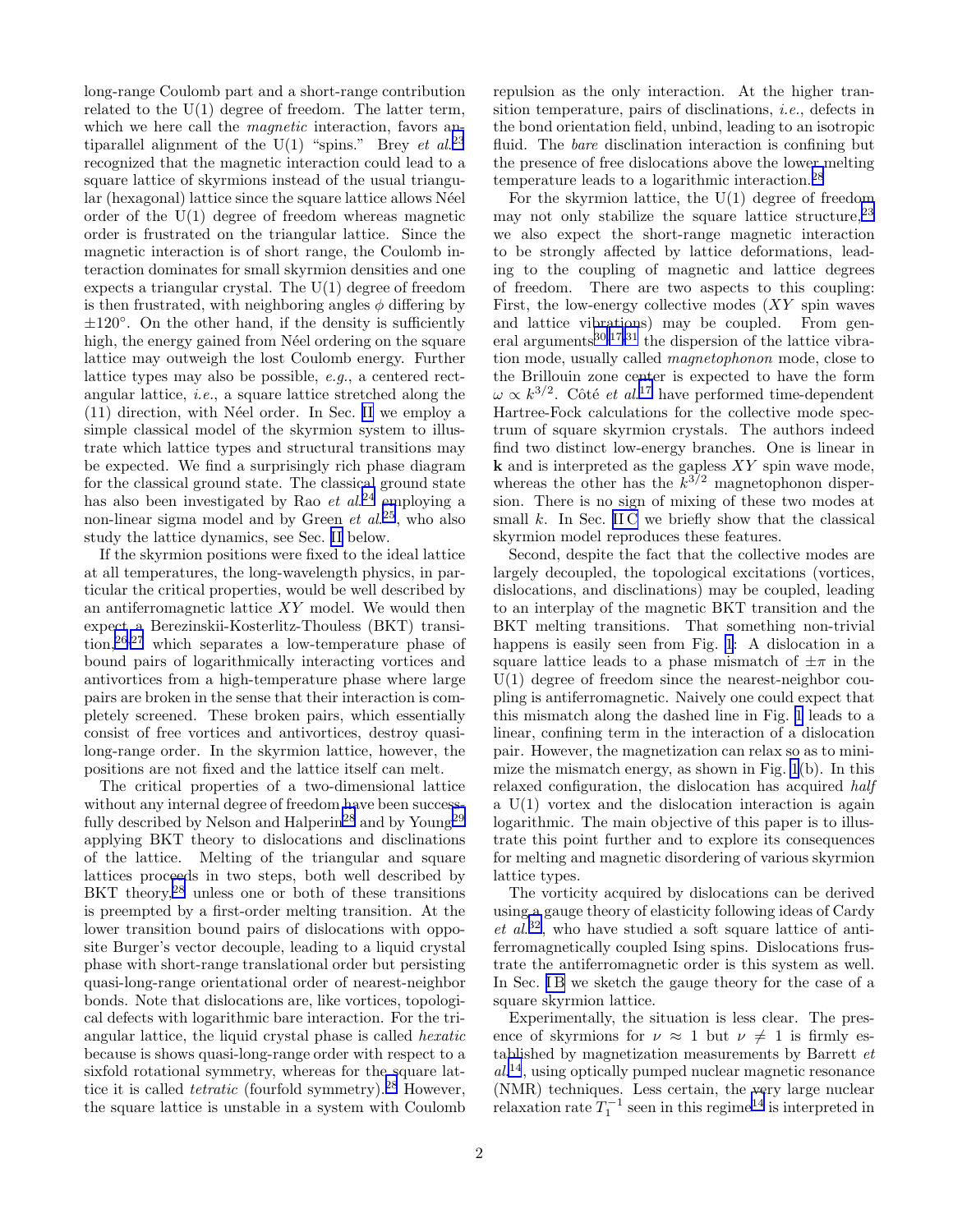long-range Coulomb part and a short-range contribution related to the U(1) degree of freedom. The latter term, which we here call the *magnetic* interaction, favors antiparallel alignment of the U(1) "spins." Brey *et al.*[23] recognized that the magnetic interaction could lead to a square lattice of skyrmions instead of the usual triangular (hexagonal) lattice since the square lattice allows Néel order of the U(1) degree of freedom whereas magnetic order is frustrated on the triangular lattice. Since the magnetic interaction is of short range, the Coulomb interaction dominates for small skyrmion densities and one expects a triangular crystal. The U(1) degree of freedom is then frustrated, with neighboring angles $\phi$ differing by $\pm 120^\circ$. On the other hand, if the density is sufficiently high, the energy gained from Néel ordering on the square lattice may outweigh the lost Coulomb energy. Further lattice types may also be possible, *e.g.*, a centered rectangular lattice, *i.e.*, a square lattice stretched along the (11) direction, with Néel order. In Sec. II we employ a simple classical model of the skyrmion system to illustrate which lattice types and structural transitions may be expected. We find a surprisingly rich phase diagram for the classical ground state. The classical ground state has also been investigated by Rao *et al.*[24] employing a non-linear sigma model and by Green *et al.*[25], who also study the lattice dynamics, see Sec. II below.

If the skyrmion positions were fixed to the ideal lattice at all temperatures, the long-wavelength physics, in particular the critical properties, would be well described by an antiferromagnetic lattice $XY$ model. We would then expect a Berezinskii-Kosterlitz-Thouless (BKT) transition,[26,27] which separates a low-temperature phase of bound pairs of logarithmically interacting vortices and antivortices from a high-temperature phase where large pairs are broken in the sense that their interaction is completely screened. These broken pairs, which essentially consist of free vortices and antivortices, destroy quasi-long-range order. In the skyrmion lattice, however, the positions are not fixed and the lattice itself can melt.

The critical properties of a two-dimensional lattice without any internal degree of freedom have been successfully described by Nelson and Halperin[28] and by Young[29] applying BKT theory to dislocations and disclinations of the lattice. Melting of the triangular and square lattices proceeds in two steps, both well described by BKT theory,[28] unless one or both of these transitions is preempted by a first-order melting transition. At the lower transition bound pairs of dislocations with opposite Burger's vector decouple, leading to a liquid crystal phase with short-range translational order but persisting quasi-long-range orientational order of nearest-neighbor bonds. Note that dislocations are, like vortices, topological defects with logarithmic bare interaction. For the triangular lattice, the liquid crystal phase is called *hexatic* because is shows quasi-long-range order with respect to a sixfold rotational symmetry, whereas for the square lattice it is called *tetratic* (fourfold symmetry).[28] However, the square lattice is unstable in a system with Coulomb repulsion as the only interaction. At the higher transition temperature, pairs of disclinations, *i.e.*, defects in the bond orientation field, unbind, leading to an isotropic fluid. The *bare* disclination interaction is confining but the presence of free dislocations above the lower melting temperature leads to a logarithmic interaction.[28]

For the skyrmion lattice, the U(1) degree of freedom may not only stabilize the square lattice structure,[23] we also expect the short-range magnetic interaction to be strongly affected by lattice deformations, leading to the coupling of magnetic and lattice degrees of freedom. There are two aspects to this coupling: First, the low-energy collective modes ($XY$ spin waves and lattice vibrations) may be coupled. From general arguments[30,17,31] the dispersion of the lattice vibration mode, usually called *magnetophonon* mode, close to the Brillouin zone center is expected to have the form $\omega \propto k^{3/2}$. Côté *et al.*[17] have performed time-dependent Hartree-Fock calculations for the collective mode spectrum of square skyrmion crystals. The authors indeed find two distinct low-energy branches. One is linear in $\mathbf{k}$ and is interpreted as the gapless $XY$ spin wave mode, whereas the other has the $k^{3/2}$ magnetophonon dispersion. There is no sign of mixing of these two modes at small $k$. In Sec. II C we briefly show that the classical skyrmion model reproduces these features.

Second, despite the fact that the collective modes are largely decoupled, the topological excitations (vortices, dislocations, and disclinations) may be coupled, leading to an interplay of the magnetic BKT transition and the BKT melting transitions. That something non-trivial happens is easily seen from Fig. 1: A dislocation in a square lattice leads to a phase mismatch of $\pm\pi$ in the U(1) degree of freedom since the nearest-neighbor coupling is antiferromagnetic. Naively one could expect that this mismatch along the dashed line in Fig. 1 leads to a linear, confining term in the interaction of a dislocation pair. However, the magnetization can relax so as to minimize the mismatch energy, as shown in Fig. 1(b). In this relaxed configuration, the dislocation has acquired *half* a U(1) vortex and the dislocation interaction is again logarithmic. The main objective of this paper is to illustrate this point further and to explore its consequences for melting and magnetic disordering of various skyrmion lattice types.

The vorticity acquired by dislocations can be derived using a gauge theory of elasticity following ideas of Cardy *et al.*[32], who have studied a soft square lattice of antiferromagnetically coupled Ising spins. Dislocations frustrate the antiferromagnetic order is this system as well. In Sec. I B we sketch the gauge theory for the case of a square skyrmion lattice.

Experimentally, the situation is less clear. The presence of skyrmions for $\nu \approx 1$ but $\nu \neq 1$ is firmly established by magnetization measurements by Barrett *et al.*[14], using optically pumped nuclear magnetic resonance (NMR) techniques. Less certain, the very large nuclear relaxation rate $T_1^{-1}$ seen in this regime[14] is interpreted in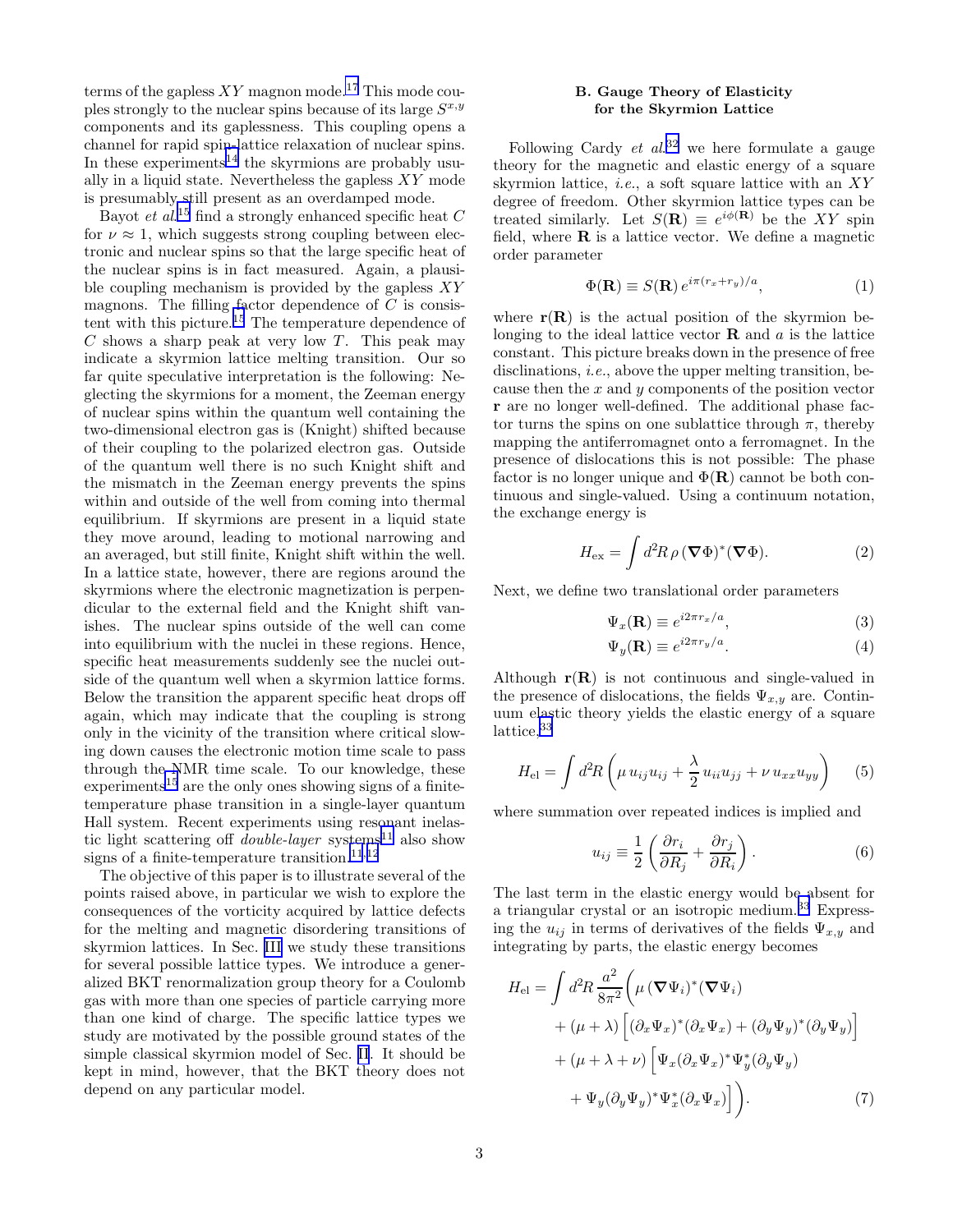terms of the gapless $XY$ magnon mode.[17] This mode couples strongly to the nuclear spins because of its large $S^{x,y}$ components and its gaplessness. This coupling opens a channel for rapid spin-lattice relaxation of nuclear spins. In these experiments[14] the skyrmions are probably usually in a liquid state. Nevertheless the gapless $XY$ mode is presumably still present as an overdamped mode.

Bayot *et al.*[15] find a strongly enhanced specific heat $C$ for $\nu \approx 1$, which suggests strong coupling between electronic and nuclear spins so that the large specific heat of the nuclear spins is in fact measured. Again, a plausible coupling mechanism is provided by the gapless $XY$ magnons. The filling factor dependence of $C$ is consistent with this picture.[15] The temperature dependence of $C$ shows a sharp peak at very low $T$. This peak may indicate a skyrmion lattice melting transition. Our so far quite speculative interpretation is the following: Neglecting the skyrmions for a moment, the Zeeman energy of nuclear spins within the quantum well containing the two-dimensional electron gas is (Knight) shifted because of their coupling to the polarized electron gas. Outside of the quantum well there is no such Knight shift and the mismatch in the Zeeman energy prevents the spins within and outside of the well from coming into thermal equilibrium. If skyrmions are present in a liquid state they move around, leading to motional narrowing and an averaged, but still finite, Knight shift within the well. In a lattice state, however, there are regions around the skyrmions where the electronic magnetization is perpendicular to the external field and the Knight shift vanishes. The nuclear spins outside of the well can come into equilibrium with the nuclei in these regions. Hence, specific heat measurements suddenly see the nuclei outside of the quantum well when a skyrmion lattice forms. Below the transition the apparent specific heat drops off again, which may indicate that the coupling is strong only in the vicinity of the transition where critical slowing down causes the electronic motion time scale to pass through the NMR time scale. To our knowledge, these experiments[15] are the only ones showing signs of a finite-temperature phase transition in a single-layer quantum Hall system. Recent experiments using resonant inelastic light scattering off *double-layer* systems[11] also show signs of a finite-temperature transition.[11,12]

The objective of this paper is to illustrate several of the points raised above, in particular we wish to explore the consequences of the vorticity acquired by lattice defects for the melting and magnetic disordering transitions of skyrmion lattices. In Sec. III we study these transitions for several possible lattice types. We introduce a generalized BKT renormalization group theory for a Coulomb gas with more than one species of particle carrying more than one kind of charge. The specific lattice types we study are motivated by the possible ground states of the simple classical skyrmion model of Sec. II. It should be kept in mind, however, that the BKT theory does not depend on any particular model.

### B. Gauge Theory of Elasticity for the Skyrmion Lattice

Following Cardy *et al.*[32] we here formulate a gauge theory for the magnetic and elastic energy of a square skyrmion lattice, *i.e.*, a soft square lattice with an $XY$ degree of freedom. Other skyrmion lattice types can be treated similarly. Let $S(\mathbf{R}) \equiv e^{i\phi(\mathbf{R})}$ be the $XY$ spin field, where $\mathbf{R}$ is a lattice vector. We define a magnetic order parameter

$$\Phi(\mathbf{R}) \equiv S(\mathbf{R})\, e^{i\pi(r_x+r_y)/a}, \tag{1}$$

where $\mathbf{r}(\mathbf{R})$ is the actual position of the skyrmion belonging to the ideal lattice vector $\mathbf{R}$ and $a$ is the lattice constant. This picture breaks down in the presence of free disclinations, *i.e.*, above the upper melting transition, because then the $x$ and $y$ components of the position vector $\mathbf{r}$ are no longer well-defined. The additional phase factor turns the spins on one sublattice through $\pi$, thereby mapping the antiferromagnet onto a ferromagnet. In the presence of dislocations this is not possible: The phase factor is no longer unique and $\Phi(\mathbf{R})$ cannot be both continuous and single-valued. Using a continuum notation, the exchange energy is

$$H_{\text{ex}} = \int d^2R\, \rho\, (\boldsymbol{\nabla}\Phi)^*(\boldsymbol{\nabla}\Phi). \tag{2}$$

Next, we define two translational order parameters

$$\Psi_x(\mathbf{R}) \equiv e^{i2\pi r_x/a}, \tag{3}$$

$$\Psi_y(\mathbf{R}) \equiv e^{i2\pi r_y/a}. \tag{4}$$

Although $\mathbf{r}(\mathbf{R})$ is not continuous and single-valued in the presence of dislocations, the fields $\Psi_{x,y}$ are. Continuum elastic theory yields the elastic energy of a square lattice,[33]

$$H_{\text{el}} = \int d^2R \left( \mu\, u_{ij}u_{ij} + \frac{\lambda}{2}\, u_{ii}u_{jj} + \nu\, u_{xx}u_{yy} \right) \tag{5}$$

where summation over repeated indices is implied and

$$u_{ij} \equiv \frac{1}{2}\left( \frac{\partial r_i}{\partial R_j} + \frac{\partial r_j}{\partial R_i} \right). \tag{6}$$

The last term in the elastic energy would be absent for a triangular crystal or an isotropic medium.[33] Expressing the $u_{ij}$ in terms of derivatives of the fields $\Psi_{x,y}$ and integrating by parts, the elastic energy becomes

$$\begin{aligned} H_{\text{el}} = \int d^2R\, \frac{a^2}{8\pi^2} \Big( & \mu\, (\boldsymbol{\nabla}\Psi_i)^*(\boldsymbol{\nabla}\Psi_i) \\ & + (\mu+\lambda) \left[ (\partial_x\Psi_x)^*(\partial_x\Psi_x) + (\partial_y\Psi_y)^*(\partial_y\Psi_y) \right] \\ & + (\mu+\lambda+\nu) \Big[ \Psi_x(\partial_x\Psi_x)^*\Psi_y^*(\partial_y\Psi_y) \\ & + \Psi_y(\partial_y\Psi_y)^*\Psi_x^*(\partial_x\Psi_x) \Big] \Big). \end{aligned} \tag{7}$$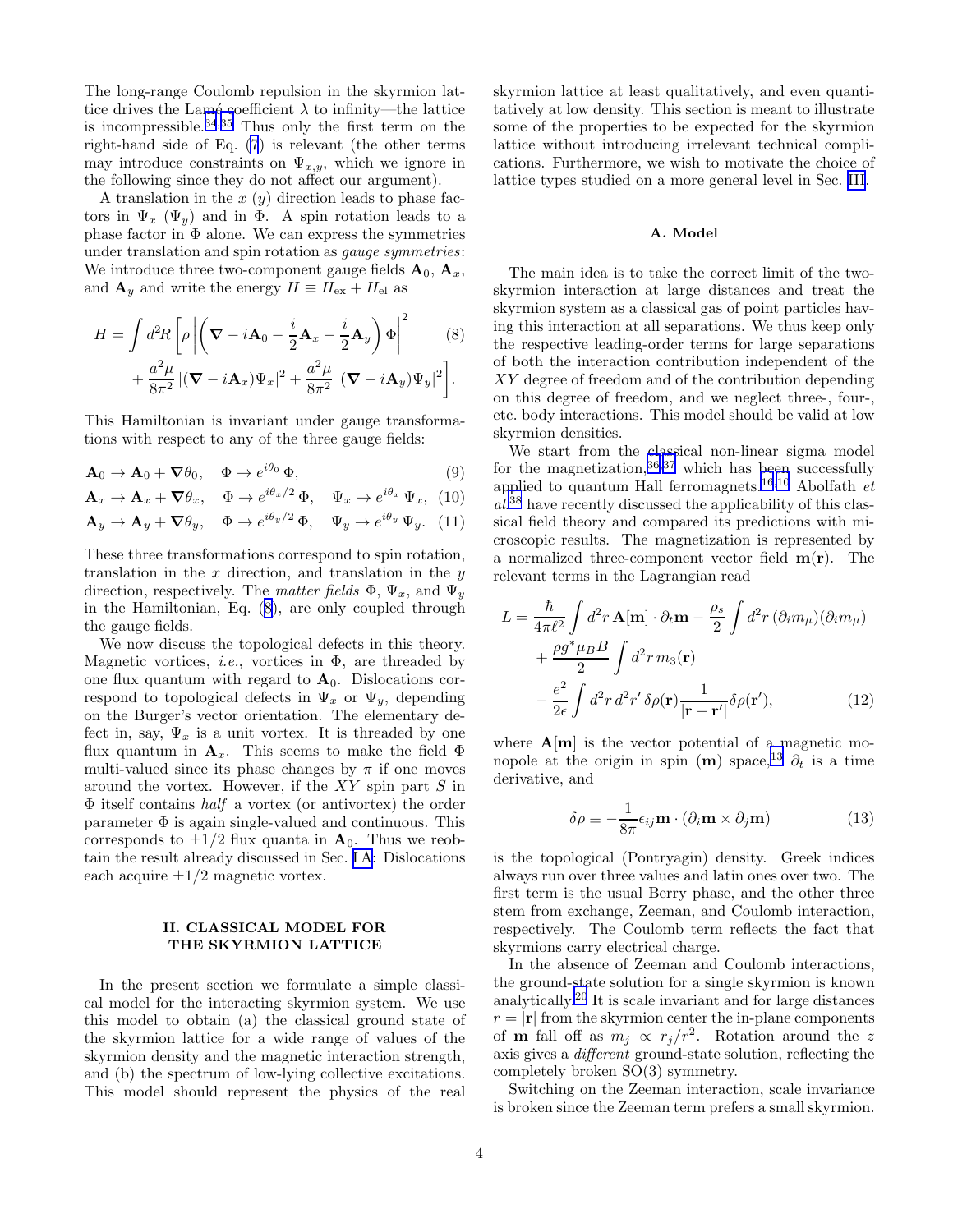The long-range Coulomb repulsion in the skyrmion lattice drives the Lamé coefficient $\lambda$ to infinity—the lattice is incompressible.[34,35] Thus only the first term on the right-hand side of Eq. (7) is relevant (the other terms may introduce constraints on $\Psi_{x,y}$, which we ignore in the following since they do not affect our argument).

A translation in the $x$ ($y$) direction leads to phase factors in $\Psi_x$ ($\Psi_y$) and in $\Phi$. A spin rotation leads to a phase factor in $\Phi$ alone. We can express the symmetries under translation and spin rotation as *gauge symmetries*: We introduce three two-component gauge fields $\mathbf{A}_0$, $\mathbf{A}_x$, and $\mathbf{A}_y$ and write the energy $H \equiv H_{\mathrm{ex}} + H_{\mathrm{el}}$ as

$$H = \int d^2R \left[ \rho \left| \left( \boldsymbol{\nabla} - i\mathbf{A}_0 - \frac{i}{2}\mathbf{A}_x - \frac{i}{2}\mathbf{A}_y \right) \Phi \right|^2 + \frac{a^2\mu}{8\pi^2} \left| (\boldsymbol{\nabla} - i\mathbf{A}_x)\Psi_x \right|^2 + \frac{a^2\mu}{8\pi^2} \left| (\boldsymbol{\nabla} - i\mathbf{A}_y)\Psi_y \right|^2 \right]. \quad (8)$$

This Hamiltonian is invariant under gauge transformations with respect to any of the three gauge fields:

$$\mathbf{A}_0 \to \mathbf{A}_0 + \boldsymbol{\nabla}\theta_0, \quad \Phi \to e^{i\theta_0}\,\Phi, \quad (9)$$

$$\mathbf{A}_x \to \mathbf{A}_x + \boldsymbol{\nabla}\theta_x, \quad \Phi \to e^{i\theta_x/2}\,\Phi, \quad \Psi_x \to e^{i\theta_x}\,\Psi_x, \quad (10)$$

$$\mathbf{A}_y \to \mathbf{A}_y + \boldsymbol{\nabla}\theta_y, \quad \Phi \to e^{i\theta_y/2}\,\Phi, \quad \Psi_y \to e^{i\theta_y}\,\Psi_y. \quad (11)$$

These three transformations correspond to spin rotation, translation in the $x$ direction, and translation in the $y$ direction, respectively. The *matter fields* $\Phi$, $\Psi_x$, and $\Psi_y$ in the Hamiltonian, Eq. (8), are only coupled through the gauge fields.

We now discuss the topological defects in this theory. Magnetic vortices, *i.e.*, vortices in $\Phi$, are threaded by one flux quantum with regard to $\mathbf{A}_0$. Dislocations correspond to topological defects in $\Psi_x$ or $\Psi_y$, depending on the Burger's vector orientation. The elementary defect in, say, $\Psi_x$ is a unit vortex. It is threaded by one flux quantum in $\mathbf{A}_x$. This seems to make the field $\Phi$ multi-valued since its phase changes by $\pi$ if one moves around the vortex. However, if the $XY$ spin part $S$ in $\Phi$ itself contains *half* a vortex (or antivortex) the order parameter $\Phi$ is again single-valued and continuous. This corresponds to $\pm 1/2$ flux quanta in $\mathbf{A}_0$. Thus we reobtain the result already discussed in Sec. I A: Dislocations each acquire $\pm 1/2$ magnetic vortex.

## II. CLASSICAL MODEL FOR THE SKYRMION LATTICE

In the present section we formulate a simple classical model for the interacting skyrmion system. We use this model to obtain (a) the classical ground state of the skyrmion lattice for a wide range of values of the skyrmion density and the magnetic interaction strength, and (b) the spectrum of low-lying collective excitations. This model should represent the physics of the real skyrmion lattice at least qualitatively, and even quantitatively at low density. This section is meant to illustrate some of the properties to be expected for the skyrmion lattice without introducing irrelevant technical complications. Furthermore, we wish to motivate the choice of lattice types studied on a more general level in Sec. III.

### A. Model

The main idea is to take the correct limit of the two-skyrmion interaction at large distances and treat the skyrmion system as a classical gas of point particles having this interaction at all separations. We thus keep only the respective leading-order terms for large separations of both the interaction contribution independent of the $XY$ degree of freedom and of the contribution depending on this degree of freedom, and we neglect three-, four-, etc. body interactions. This model should be valid at low skyrmion densities.

We start from the classical non-linear sigma model for the magnetization,[36,37] which has been successfully applied to quantum Hall ferromagnets.[16,10] Abolfath *et al.*[38] have recently discussed the applicability of this classical field theory and compared its predictions with microscopic results. The magnetization is represented by a normalized three-component vector field $\mathbf{m}(\mathbf{r})$. The relevant terms in the Lagrangian read

$$L = \frac{\hbar}{4\pi\ell^2} \int d^2r\, \mathbf{A}[\mathbf{m}] \cdot \partial_t \mathbf{m} - \frac{\rho_s}{2} \int d^2r\, (\partial_i m_\mu)(\partial_i m_\mu) + \frac{\rho g^* \mu_B B}{2} \int d^2r\, m_3(\mathbf{r}) - \frac{e^2}{2\epsilon} \int d^2r\, d^2r'\, \delta\rho(\mathbf{r}) \frac{1}{|\mathbf{r} - \mathbf{r}'|} \delta\rho(\mathbf{r}'), \quad (12)$$

where $\mathbf{A}[\mathbf{m}]$ is the vector potential of a magnetic monopole at the origin in spin ($\mathbf{m}$) space,[13] $\partial_t$ is a time derivative, and

$$\delta\rho \equiv -\frac{1}{8\pi} \epsilon_{ij} \mathbf{m} \cdot (\partial_i \mathbf{m} \times \partial_j \mathbf{m}) \quad (13)$$

is the topological (Pontryagin) density. Greek indices always run over three values and latin ones over two. The first term is the usual Berry phase, and the other three stem from exchange, Zeeman, and Coulomb interaction, respectively. The Coulomb term reflects the fact that skyrmions carry electrical charge.

In the absence of Zeeman and Coulomb interactions, the ground-state solution for a single skyrmion is known analytically.[20] It is scale invariant and for large distances $r = |\mathbf{r}|$ from the skyrmion center the in-plane components of $\mathbf{m}$ fall off as $m_j \propto r_j/r^2$. Rotation around the $z$ axis gives a *different* ground-state solution, reflecting the completely broken SO(3) symmetry.

Switching on the Zeeman interaction, scale invariance is broken since the Zeeman term prefers a small skyrmion.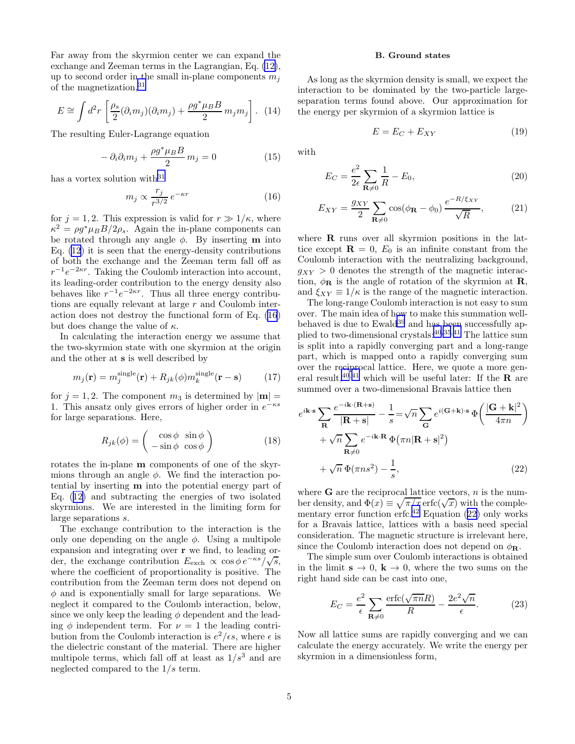Far away from the skyrmion center we can expand the exchange and Zeeman terms in the Lagrangian, Eq. (12), up to second order in the small in-plane components $m_j$ of the magnetization,[31]

$$E \cong \int d^2r \left[ \frac{\rho_s}{2} (\partial_i m_j)(\partial_i m_j) + \frac{\rho g^* \mu_B B}{2}\, m_j m_j \right]. \quad (14)$$

The resulting Euler-Lagrange equation

$$-\partial_i \partial_i m_j + \frac{\rho g^* \mu_B B}{2}\, m_j = 0 \quad (15)$$

has a vortex solution with[31]

$$m_j \propto \frac{r_j}{r^{3/2}}\, e^{-\kappa r} \quad (16)$$

for $j = 1, 2$. This expression is valid for $r \gg 1/\kappa$, where $\kappa^2 = \rho g^* \mu_B B / 2\rho_s$. Again the in-plane components can be rotated through any angle $\phi$. By inserting $\mathbf{m}$ into Eq. (12) it is seen that the energy-density contributions of both the exchange and the Zeeman term fall off as $r^{-1} e^{-2\kappa r}$. Taking the Coulomb interaction into account, its leading-order contribution to the energy density also behaves like $r^{-1} e^{-2\kappa r}$. Thus all three energy contributions are equally relevant at large $r$ and Coulomb interaction does not destroy the functional form of Eq. (16) but does change the value of $\kappa$.

In calculating the interaction energy we assume that the two-skyrmion state with one skyrmion at the origin and the other at $\mathbf{s}$ is well described by

$$m_j(\mathbf{r}) = m_j^{\text{single}}(\mathbf{r}) + R_{jk}(\phi)\, m_k^{\text{single}}(\mathbf{r} - \mathbf{s}) \quad (17)$$

for $j = 1, 2$. The component $m_3$ is determined by $|\mathbf{m}| = 1$. This ansatz only gives errors of higher order in $e^{-\kappa s}$ for large separations. Here,

$$R_{jk}(\phi) = \begin{pmatrix} \cos\phi & \sin\phi \\ -\sin\phi & \cos\phi \end{pmatrix} \quad (18)$$

rotates the in-plane $\mathbf{m}$ components of one of the skyrmions through an angle $\phi$. We find the interaction potential by inserting $\mathbf{m}$ into the potential energy part of Eq. (12) and subtracting the energies of two isolated skyrmions. We are interested in the limiting form for large separations $s$.

The exchange contribution to the interaction is the only one depending on the angle $\phi$. Using a multipole expansion and integrating over $\mathbf{r}$ we find, to leading order, the exchange contribution $E_{\text{exch}} \propto \cos\phi\, e^{-\kappa s}/\sqrt{s}$, where the coefficient of proportionality is positive. The contribution from the Zeeman term does not depend on $\phi$ and is exponentially small for large separations. We neglect it compared to the Coulomb interaction, below, since we only keep the leading $\phi$ dependent and the leading $\phi$ independent term. For $\nu = 1$ the leading contribution from the Coulomb interaction is $e^2/\epsilon s$, where $\epsilon$ is the dielectric constant of the material. There are higher multipole terms, which fall off at least as $1/s^3$ and are neglected compared to the $1/s$ term.

### B. Ground states

As long as the skyrmion density is small, we expect the interaction to be dominated by the two-particle large-separation terms found above. Our approximation for the energy per skyrmion of a skyrmion lattice is

$$E = E_C + E_{XY} \quad (19)$$

with

$$E_C = \frac{e^2}{2\epsilon} \sum_{\mathbf{R} \neq 0} \frac{1}{R} - E_0, \quad (20)$$

$$E_{XY} = \frac{g_{XY}}{2} \sum_{\mathbf{R} \neq 0} \cos(\phi_{\mathbf{R}} - \phi_0)\, \frac{e^{-R/\xi_{XY}}}{\sqrt{R}}, \quad (21)$$

where $\mathbf{R}$ runs over all skyrmion positions in the lattice except $\mathbf{R} = 0$, $E_0$ is an infinite constant from the Coulomb interaction with the neutralizing background, $g_{XY} > 0$ denotes the strength of the magnetic interaction, $\phi_{\mathbf{R}}$ is the angle of rotation of the skyrmion at $\mathbf{R}$, and $\xi_{XY} \equiv 1/\kappa$ is the range of the magnetic interaction.

The long-range Coulomb interaction is not easy to sum over. The main idea of how to make this summation well-behaved is due to Ewald[39] and has been successfully applied to two-dimensional crystals.[40,35,41] The lattice sum is split into a rapidly converging part and a long-range part, which is mapped onto a rapidly converging sum over the reciprocal lattice. Here, we quote a more general result,[40,41] which will be useful later: If the $\mathbf{R}$ are summed over a two-dimensional Bravais lattice then

$$\begin{aligned} e^{i\mathbf{k}\cdot\mathbf{s}} \sum_{\mathbf{R}} \frac{e^{-i\mathbf{k}\cdot(\mathbf{R}+\mathbf{s})}}{|\mathbf{R}+\mathbf{s}|} - \frac{1}{s} &= \sqrt{n} \sum_{\mathbf{G}} e^{i(\mathbf{G}+\mathbf{k})\cdot\mathbf{s}}\, \Phi\!\left(\frac{|\mathbf{G}+\mathbf{k}|^2}{4\pi n}\right) \\ &+ \sqrt{n} \sum_{\mathbf{R}\neq 0} e^{-i\mathbf{k}\cdot\mathbf{R}}\, \Phi\!\left(\pi n |\mathbf{R}+\mathbf{s}|^2\right) \\ &+ \sqrt{n}\, \Phi(\pi n s^2) - \frac{1}{s}, \end{aligned} \quad (22)$$

where $\mathbf{G}$ are the reciprocal lattice vectors, $n$ is the number density, and $\Phi(x) \equiv \sqrt{\pi/x}\, \text{erfc}(\sqrt{x})$ with the complementary error function erfc.[42] Equation (22) only works for a Bravais lattice, lattices with a basis need special consideration. The magnetic structure is irrelevant here, since the Coulomb interaction does not depend on $\phi_{\mathbf{R}}$.

The simple sum over Coulomb interactions is obtained in the limit $\mathbf{s} \to 0$, $\mathbf{k} \to 0$, where the two sums on the right hand side can be cast into one,

$$E_C = \frac{e^2}{\epsilon} \sum_{\mathbf{R}\neq 0} \frac{\text{erfc}(\sqrt{\pi n} R)}{R} - \frac{2e^2\sqrt{n}}{\epsilon}. \quad (23)$$

Now all lattice sums are rapidly converging and we can calculate the energy accurately. We write the energy per skyrmion in a dimensionless form,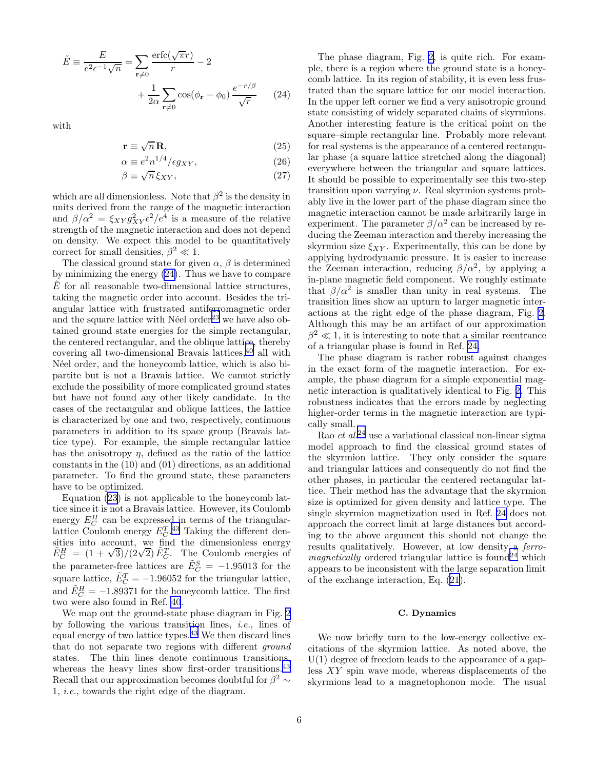$$\tilde{E} \equiv \frac{E}{e^2\epsilon^{-1}\sqrt{n}} = \sum_{\mathbf{r}\neq 0} \frac{\mathrm{erfc}(\sqrt{\pi}r)}{r} - 2 + \frac{1}{2\alpha}\sum_{\mathbf{r}\neq 0} \cos(\phi_{\mathbf{r}} - \phi_0)\, \frac{e^{-r/\beta}}{\sqrt{r}} \tag{24}$$

with

$$\mathbf{r} \equiv \sqrt{n}\,\mathbf{R}, \tag{25}$$

$$\alpha \equiv e^2 n^{1/4}/\epsilon g_{XY}, \tag{26}$$

$$\beta \equiv \sqrt{n}\,\xi_{XY}, \tag{27}$$

which are all dimensionless. Note that $\beta^2$ is the density in units derived from the range of the magnetic interaction and $\beta/\alpha^2 = \xi_{XY} g_{XY}^2 \epsilon^2/e^4$ is a measure of the relative strength of the magnetic interaction and does not depend on density. We expect this model to be quantitatively correct for small densities, $\beta^2 \ll 1$.

The classical ground state for given $\alpha$, $\beta$ is determined by minimizing the energy (24). Thus we have to compare $\tilde{E}$ for all reasonable two-dimensional lattice structures, taking the magnetic order into account. Besides the triangular lattice with frustrated antiferromagnetic order and the square lattice with Néel order[23] we have also obtained ground state energies for the simple rectangular, the centered rectangular, and the oblique lattice, thereby covering all two-dimensional Bravais lattices,[40] all with Néel order, and the honeycomb lattice, which is also bipartite but is not a Bravais lattice. We cannot strictly exclude the possibility of more complicated ground states but have not found any other likely candidate. In the cases of the rectangular and oblique lattices, the lattice is characterized by one and two, respectively, continuous parameters in addition to its space group (Bravais lattice type). For example, the simple rectangular lattice has the anisotropy $\eta$, defined as the ratio of the lattice constants in the (10) and (01) directions, as an additional parameter. To find the ground state, these parameters have to be optimized.

Equation (23) is not applicable to the honeycomb lattice since it is not a Bravais lattice. However, its Coulomb energy $E_C^H$ can be expressed in terms of the triangular-lattice Coulomb energy $E_C^T$.[43] Taking the different densities into account, we find the dimensionless energy $\tilde{E}_C^H = (1+\sqrt{3})/(2\sqrt{2})\,\tilde{E}_C^T$. The Coulomb energies of the parameter-free lattices are $\tilde{E}_C^S = -1.95013$ for the square lattice, $\tilde{E}_C^T = -1.96052$ for the triangular lattice, and $\tilde{E}_C^H = -1.89371$ for the honeycomb lattice. The first two were also found in Ref. 40.

We map out the ground-state phase diagram in Fig. 2 by following the various transition lines, *i.e.*, lines of equal energy of two lattice types.[43] We then discard lines that do not separate two regions with different *ground* states. The thin lines denote continuous transitions, whereas the heavy lines show first-order transitions.[43] Recall that our approximation becomes doubtful for $\beta^2 \sim 1$, *i.e.*, towards the right edge of the diagram.

The phase diagram, Fig. 2, is quite rich. For example, there is a region where the ground state is a honeycomb lattice. In its region of stability, it is even less frustrated than the square lattice for our model interaction. In the upper left corner we find a very anisotropic ground state consisting of widely separated chains of skyrmions. Another interesting feature is the critical point on the square–simple rectangular line. Probably more relevant for real systems is the appearance of a centered rectangular phase (a square lattice stretched along the diagonal) everywhere between the triangular and square lattices. It should be possible to experimentally see this two-step transition upon varrying $\nu$. Real skyrmion systems probably live in the lower part of the phase diagram since the magnetic interaction cannot be made arbitrarily large in experiment. The parameter $\beta/\alpha^2$ can be increased by reducing the Zeeman interaction and thereby increasing the skyrmion size $\xi_{XY}$. Experimentally, this can be done by applying hydrodynamic pressure. It is easier to increase the Zeeman interaction, reducing $\beta/\alpha^2$, by applying a in-plane magnetic field component. We roughly estimate that $\beta/\alpha^2$ is smaller than unity in real systems. The transition lines show an upturn to larger magnetic interactions at the right edge of the phase diagram, Fig. 2. Although this may be an artifact of our approximation $\beta^2 \ll 1$, it is interesting to note that a similar reentrance of a triangular phase is found in Ref. 24.

The phase diagram is rather robust against changes in the exact form of the magnetic interaction. For example, the phase diagram for a simple exponential magnetic interaction is qualitatively identical to Fig. 2. This robustness indicates that the errors made by neglecting higher-order terms in the magnetic interaction are typically small.

Rao *et al.*[24] use a variational classical non-linear sigma model approach to find the classical ground states of the skyrmion lattice. They only consider the square and triangular lattices and consequently do not find the other phases, in particular the centered rectangular lattice. Their method has the advantage that the skyrmion size is optimized for given density and lattice type. The single skyrmion magnetization used in Ref. 24 does not approach the correct limit at large distances but according to the above argument this should not change the results qualitatively. However, at low density a *ferromagnetically* ordered triangular lattice is found[24] which appears to be inconsistent with the large separation limit of the exchange interaction, Eq. (21).

### C. Dynamics

We now briefly turn to the low-energy collective excitations of the skyrmion lattice. As noted above, the U(1) degree of freedom leads to the appearance of a gapless $XY$ spin wave mode, whereas displacements of the skyrmions lead to a magnetophonon mode. The usual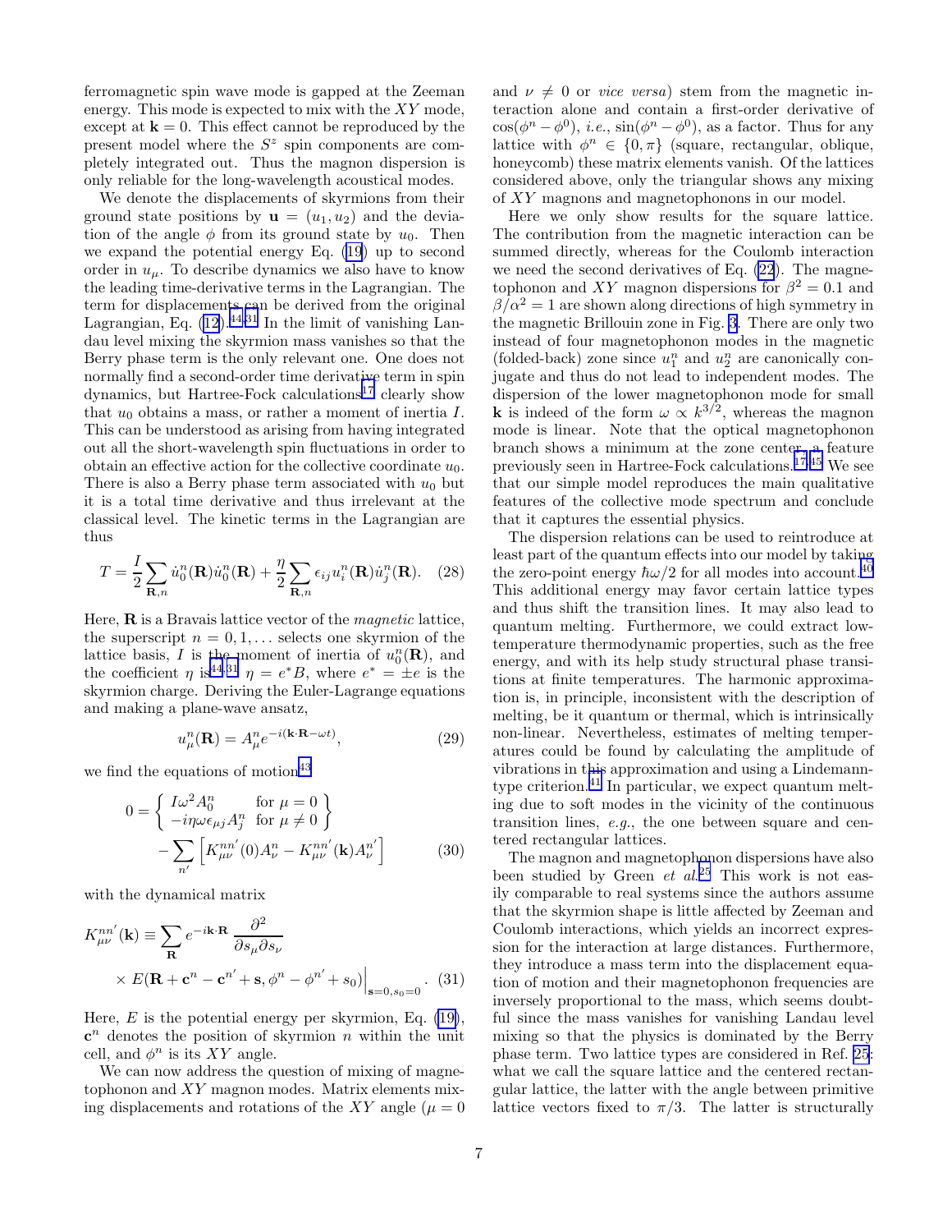ferromagnetic spin wave mode is gapped at the Zeeman energy. This mode is expected to mix with the $XY$ mode, except at $\mathbf{k} = 0$. This effect cannot be reproduced by the present model where the $S^z$ spin components are completely integrated out. Thus the magnon dispersion is only reliable for the long-wavelength acoustical modes.

We denote the displacements of skyrmions from their ground state positions by $\mathbf{u} = (u_1, u_2)$ and the deviation of the angle $\phi$ from its ground state by $u_0$. Then we expand the potential energy Eq. (19) up to second order in $u_\mu$. To describe dynamics we also have to know the leading time-derivative terms in the Lagrangian. The term for displacements can be derived from the original Lagrangian, Eq. (12).[44,31] In the limit of vanishing Landau level mixing the skyrmion mass vanishes so that the Berry phase term is the only relevant one. One does not normally find a second-order time derivative term in spin dynamics, but Hartree-Fock calculations[17] clearly show that $u_0$ obtains a mass, or rather a moment of inertia $I$. This can be understood as arising from having integrated out all the short-wavelength spin fluctuations in order to obtain an effective action for the collective coordinate $u_0$. There is also a Berry phase term associated with $u_0$ but it is a total time derivative and thus irrelevant at the classical level. The kinetic terms in the Lagrangian are thus

$$T = \frac{I}{2} \sum_{\mathbf{R},n} \dot{u}_0^n(\mathbf{R}) \dot{u}_0^n(\mathbf{R}) + \frac{\eta}{2} \sum_{\mathbf{R},n} \epsilon_{ij} u_i^n(\mathbf{R}) \dot{u}_j^n(\mathbf{R}). \quad (28)$$

Here, $\mathbf{R}$ is a Bravais lattice vector of the *magnetic* lattice, the superscript $n = 0, 1, \ldots$ selects one skyrmion of the lattice basis, $I$ is the moment of inertia of $u_0^n(\mathbf{R})$, and the coefficient $\eta$ is[44,31] $\eta = e^* B$, where $e^* = \pm e$ is the skyrmion charge. Deriving the Euler-Lagrange equations and making a plane-wave ansatz,

$$u_\mu^n(\mathbf{R}) = A_\mu^n e^{-i(\mathbf{k}\cdot\mathbf{R} - \omega t)}, \quad (29)$$

we find the equations of motion[43]

$$0 = \left\{ \begin{array}{ll} I\omega^2 A_0^n & \text{for } \mu = 0 \\ -i\eta\omega\epsilon_{\mu j} A_j^n & \text{for } \mu \neq 0 \end{array} \right\} - \sum_{n'} \left[ K_{\mu\nu}^{nn'}(0) A_\nu^n - K_{\mu\nu}^{nn'}(\mathbf{k}) A_\nu^{n'} \right] \quad (30)$$

with the dynamical matrix

$$K_{\mu\nu}^{nn'}(\mathbf{k}) \equiv \sum_{\mathbf{R}} e^{-i\mathbf{k}\cdot\mathbf{R}} \frac{\partial^2}{\partial s_\mu \partial s_\nu} \times E(\mathbf{R} + \mathbf{c}^n - \mathbf{c}^{n'} + \mathbf{s}, \phi^n - \phi^{n'} + s_0)\Big|_{\mathbf{s}=0, s_0=0}. \quad (31)$$

Here, $E$ is the potential energy per skyrmion, Eq. (19), $\mathbf{c}^n$ denotes the position of skyrmion $n$ within the unit cell, and $\phi^n$ is its $XY$ angle.

We can now address the question of mixing of magnetophonon and $XY$ magnon modes. Matrix elements mixing displacements and rotations of the $XY$ angle ($\mu = 0$ and $\nu \neq 0$ or *vice versa*) stem from the magnetic interaction alone and contain a first-order derivative of $\cos(\phi^n - \phi^0)$, *i.e.*, $\sin(\phi^n - \phi^0)$, as a factor. Thus for any lattice with $\phi^n \in \{0, \pi\}$ (square, rectangular, oblique, honeycomb) these matrix elements vanish. Of the lattices considered above, only the triangular shows any mixing of $XY$ magnons and magnetophonons in our model.

Here we only show results for the square lattice. The contribution from the magnetic interaction can be summed directly, whereas for the Coulomb interaction we need the second derivatives of Eq. (22). The magnetophonon and $XY$ magnon dispersions for $\beta^2 = 0.1$ and $\beta/\alpha^2 = 1$ are shown along directions of high symmetry in the magnetic Brillouin zone in Fig. 3. There are only two instead of four magnetophonon modes in the magnetic (folded-back) zone since $u_1^n$ and $u_2^n$ are canonically conjugate and thus do not lead to independent modes. The dispersion of the lower magnetophonon mode for small $\mathbf{k}$ is indeed of the form $\omega \propto k^{3/2}$, whereas the magnon mode is linear. Note that the optical magnetophonon branch shows a minimum at the zone center, a feature previously seen in Hartree-Fock calculations.[17,45] We see that our simple model reproduces the main qualitative features of the collective mode spectrum and conclude that it captures the essential physics.

The dispersion relations can be used to reintroduce at least part of the quantum effects into our model by taking the zero-point energy $\hbar\omega/2$ for all modes into account.[40] This additional energy may favor certain lattice types and thus shift the transition lines. It may also lead to quantum melting. Furthermore, we could extract low-temperature thermodynamic properties, such as the free energy, and with its help study structural phase transitions at finite temperatures. The harmonic approximation is, in principle, inconsistent with the description of melting, be it quantum or thermal, which is intrinsically non-linear. Nevertheless, estimates of melting temperatures could be found by calculating the amplitude of vibrations in this approximation and using a Lindemann-type criterion.[41] In particular, we expect quantum melting due to soft modes in the vicinity of the continuous transition lines, *e.g.*, the one between square and centered rectangular lattices.

The magnon and magnetophonon dispersions have also been studied by Green *et al.*[25] This work is not easily comparable to real systems since the authors assume that the skyrmion shape is little affected by Zeeman and Coulomb interactions, which yields an incorrect expression for the interaction at large distances. Furthermore, they introduce a mass term into the displacement equation of motion and their magnetophonon frequencies are inversely proportional to the mass, which seems doubtful since the mass vanishes for vanishing Landau level mixing so that the physics is dominated by the Berry phase term. Two lattice types are considered in Ref. 25: what we call the square lattice and the centered rectangular lattice, the latter with the angle between primitive lattice vectors fixed to $\pi/3$. The latter is structurally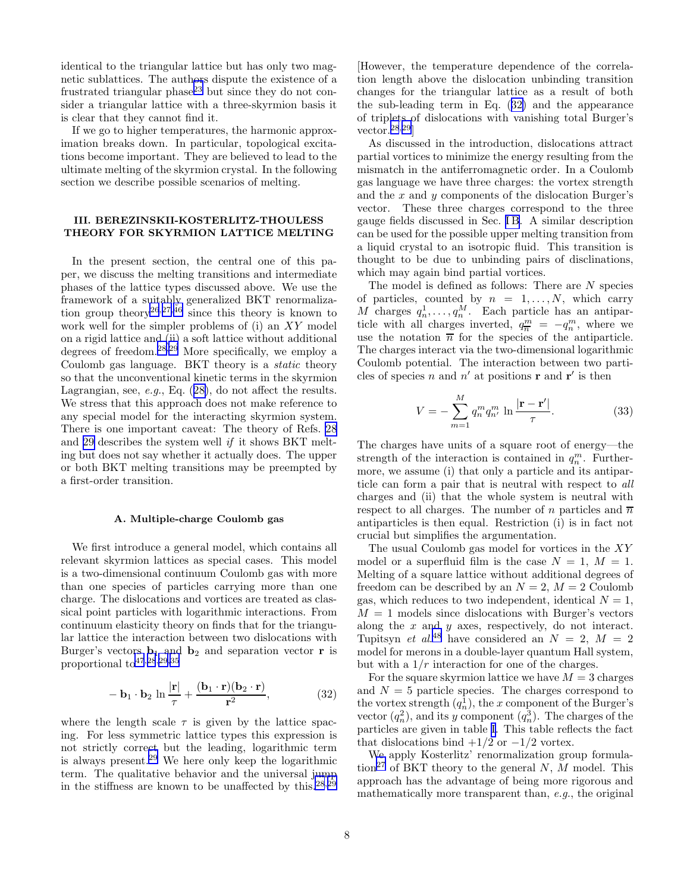identical to the triangular lattice but has only two magnetic sublattices. The authors dispute the existence of a frustrated triangular phase[23] but since they do not consider a triangular lattice with a three-skyrmion basis it is clear that they cannot find it.

If we go to higher temperatures, the harmonic approximation breaks down. In particular, topological excitations become important. They are believed to lead to the ultimate melting of the skyrmion crystal. In the following section we describe possible scenarios of melting.

## III. BEREZINSKII-KOSTERLITZ-THOULESS THEORY FOR SKYRMION LATTICE MELTING

In the present section, the central one of this paper, we discuss the melting transitions and intermediate phases of the lattice types discussed above. We use the framework of a suitably generalized BKT renormalization group theory[26,27,46] since this theory is known to work well for the simpler problems of (i) an $XY$ model on a rigid lattice and (ii) a soft lattice without additional degrees of freedom.[28,29] More specifically, we employ a Coulomb gas language. BKT theory is a *static* theory so that the unconventional kinetic terms in the skyrmion Lagrangian, see, *e.g.*, Eq. (28), do not affect the results. We stress that this approach does not make reference to any special model for the interacting skyrmion system. There is one important caveat: The theory of Refs. 28 and 29 describes the system well *if* it shows BKT melting but does not say whether it actually does. The upper or both BKT melting transitions may be preempted by a first-order transition.

### A. Multiple-charge Coulomb gas

We first introduce a general model, which contains all relevant skyrmion lattices as special cases. This model is a two-dimensional continuum Coulomb gas with more than one species of particles carrying more than one charge. The dislocations and vortices are treated as classical point particles with logarithmic interactions. From continuum elasticity theory on finds that for the triangular lattice the interaction between two dislocations with Burger's vectors $\mathbf{b}_1$ and $\mathbf{b}_2$ and separation vector $\mathbf{r}$ is proportional to[47,28,29,35]

$$-\,\mathbf{b}_1\cdot\mathbf{b}_2\,\ln\frac{|\mathbf{r}|}{\tau}+\frac{(\mathbf{b}_1\cdot\mathbf{r})(\mathbf{b}_2\cdot\mathbf{r})}{\mathbf{r}^2}, \tag{32}$$

where the length scale $\tau$ is given by the lattice spacing. For less symmetric lattice types this expression is not strictly correct but the leading, logarithmic term is always present.[29] We here only keep the logarithmic term. The qualitative behavior and the universal jump in the stiffness are known to be unaffected by this.[28,29] [However, the temperature dependence of the correlation length above the dislocation unbinding transition changes for the triangular lattice as a result of both the sub-leading term in Eq. (32) and the appearance of triplets of dislocations with vanishing total Burger's vector.[28,29]]

As discussed in the introduction, dislocations attract partial vortices to minimize the energy resulting from the mismatch in the antiferromagnetic order. In a Coulomb gas language we have three charges: the vortex strength and the $x$ and $y$ components of the dislocation Burger's vector. These three charges correspond to the three gauge fields discussed in Sec. I B. A similar description can be used for the possible upper melting transition from a liquid crystal to an isotropic fluid. This transition is thought to be due to unbinding pairs of disclinations, which may again bind partial vortices.

The model is defined as follows: There are $N$ species of particles, counted by $n = 1,\ldots,N$, which carry $M$ charges $q_n^1,\ldots,q_n^M$. Each particle has an antiparticle with all charges inverted, $q_{\overline{n}}^m = -q_n^m$, where we use the notation $\overline{n}$ for the species of the antiparticle. The charges interact via the two-dimensional logarithmic Coulomb potential. The interaction between two particles of species $n$ and $n'$ at positions $\mathbf{r}$ and $\mathbf{r}'$ is then

$$V = -\sum_{m=1}^{M} q_n^m q_{n'}^m \,\ln\frac{|\mathbf{r}-\mathbf{r}'|}{\tau}. \tag{33}$$

The charges have units of a square root of energy—the strength of the interaction is contained in $q_n^m$. Furthermore, we assume (i) that only a particle and its antiparticle can form a pair that is neutral with respect to *all* charges and (ii) that the whole system is neutral with respect to all charges. The number of $n$ particles and $\overline{n}$ antiparticles is then equal. Restriction (i) is in fact not crucial but simplifies the argumentation.

The usual Coulomb gas model for vortices in the $XY$ model or a superfluid film is the case $N = 1$, $M = 1$. Melting of a square lattice without additional degrees of freedom can be described by an $N = 2$, $M = 2$ Coulomb gas, which reduces to two independent, identical $N = 1$, $M = 1$ models since dislocations with Burger's vectors along the $x$ and $y$ axes, respectively, do not interact. Tupitsyn *et al.*[48] have considered an $N = 2$, $M = 2$ model for merons in a double-layer quantum Hall system, but with a $1/r$ interaction for one of the charges.

For the square skyrmion lattice we have $M = 3$ charges and $N = 5$ particle species. The charges correspond to the vortex strength ($q_n^1$), the $x$ component of the Burger's vector ($q_n^2$), and its $y$ component ($q_n^3$). The charges of the particles are given in table I. This table reflects the fact that dislocations bind $+1/2$ or $-1/2$ vortex.

We apply Kosterlitz' renormalization group formulation[27] of BKT theory to the general $N$, $M$ model. This approach has the advantage of being more rigorous and mathematically more transparent than, *e.g.*, the original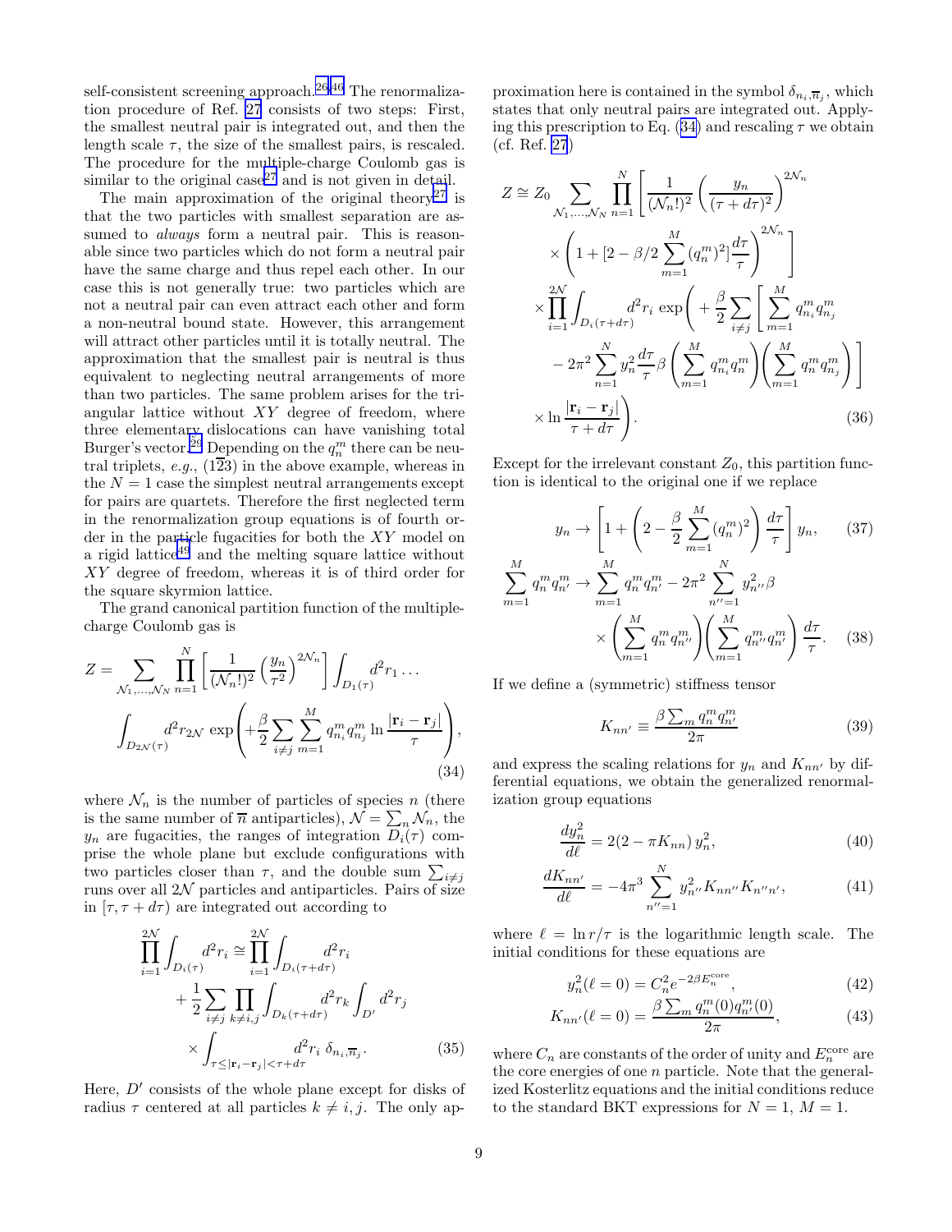self-consistent screening approach.[26,46] The renormalization procedure of Ref. [27] consists of two steps: First, the smallest neutral pair is integrated out, and then the length scale $\tau$, the size of the smallest pairs, is rescaled. The procedure for the multiple-charge Coulomb gas is similar to the original case[27] and is not given in detail.

The main approximation of the original theory[27] is that the two particles with smallest separation are assumed to *always* form a neutral pair. This is reasonable since two particles which do not form a neutral pair have the same charge and thus repel each other. In our case this is not generally true: two particles which are not a neutral pair can even attract each other and form a non-neutral bound state. However, this arrangement will attract other particles until it is totally neutral. The approximation that the smallest pair is neutral is thus equivalent to neglecting neutral arrangements of more than two particles. The same problem arises for the triangular lattice without $XY$ degree of freedom, where three elementary dislocations can have vanishing total Burger's vector.[29] Depending on the $q_n^m$ there can be neutral triplets, *e.g.*, $(1\overline{2}3)$ in the above example, whereas in the $N=1$ case the simplest neutral arrangements except for pairs are quartets. Therefore the first neglected term in the renormalization group equations is of fourth order in the particle fugacities for both the $XY$ model on a rigid lattice[49] and the melting square lattice without $XY$ degree of freedom, whereas it is of third order for the square skyrmion lattice.

The grand canonical partition function of the multiple-charge Coulomb gas is

$$Z = \sum_{\mathcal{N}_1,\ldots,\mathcal{N}_N} \prod_{n=1}^{N} \left[ \frac{1}{(\mathcal{N}_n!)^2} \left(\frac{y_n}{\tau^2}\right)^{2\mathcal{N}_n} \right] \int_{D_1(\tau)} d^2 r_1 \ldots \int_{D_{2\mathcal{N}}(\tau)} d^2 r_{2\mathcal{N}} \, \exp\left( + \frac{\beta}{2} \sum_{i\neq j} \sum_{m=1}^{M} q_{n_i}^m q_{n_j}^m \ln \frac{|\mathbf{r}_i - \mathbf{r}_j|}{\tau} \right), \tag{34}$$

where $\mathcal{N}_n$ is the number of particles of species $n$ (there is the same number of $\overline{n}$ antiparticles), $\mathcal{N} = \sum_n \mathcal{N}_n$, the $y_n$ are fugacities, the ranges of integration $D_i(\tau)$ comprise the whole plane but exclude configurations with two particles closer than $\tau$, and the double sum $\sum_{i\neq j}$ runs over all $2\mathcal{N}$ particles and antiparticles. Pairs of size in $[\tau, \tau + d\tau)$ are integrated out according to

$$\prod_{i=1}^{2\mathcal{N}} \int_{D_i(\tau)} d^2 r_i \cong \prod_{i=1}^{2\mathcal{N}} \int_{D_i(\tau+d\tau)} d^2 r_i + \frac{1}{2} \sum_{i\neq j} \prod_{k\neq i,j} \int_{D_k(\tau+d\tau)} d^2 r_k \int_{D'} d^2 r_j \times \int_{\tau \leq |\mathbf{r}_i - \mathbf{r}_j| < \tau + d\tau} d^2 r_i \, \delta_{n_i,\overline{n}_j}. \tag{35}$$

Here, $D'$ consists of the whole plane except for disks of radius $\tau$ centered at all particles $k \neq i,j$. The only approximation here is contained in the symbol $\delta_{n_i,\overline{n}_j}$, which states that only neutral pairs are integrated out. Applying this prescription to Eq. (34) and rescaling $\tau$ we obtain (cf. Ref. [27])

$$\begin{aligned} Z \cong Z_0 \sum_{\mathcal{N}_1,\ldots,\mathcal{N}_N} \prod_{n=1}^{N} & \left[ \frac{1}{(\mathcal{N}_n!)^2} \left( \frac{y_n}{(\tau+d\tau)^2} \right)^{2\mathcal{N}_n} \right. \\ & \left. \times \left( 1 + [2 - \beta/2 \sum_{m=1}^{M} (q_n^m)^2] \frac{d\tau}{\tau} \right)^{2\mathcal{N}_n} \right] \\ \times \prod_{i=1}^{2\mathcal{N}} & \int_{D_i(\tau+d\tau)} d^2 r_i \, \exp\Bigg( + \frac{\beta}{2} \sum_{i\neq j} \Bigg[ \sum_{m=1}^{M} q_{n_i}^m q_{n_j}^m \\ & - 2\pi^2 \sum_{n=1}^{N} y_n^2 \frac{d\tau}{\tau} \beta \left( \sum_{m=1}^{M} q_{n_i}^m q_n^m \right) \left( \sum_{m=1}^{M} q_n^m q_{n_j}^m \right) \Bigg] \\ & \times \ln \frac{|\mathbf{r}_i - \mathbf{r}_j|}{\tau + d\tau} \Bigg). \end{aligned} \tag{36}$$

Except for the irrelevant constant $Z_0$, this partition function is identical to the original one if we replace

$$y_n \to \left[ 1 + \left( 2 - \frac{\beta}{2} \sum_{m=1}^{M} (q_n^m)^2 \right) \frac{d\tau}{\tau} \right] y_n, \tag{37}$$

$$\sum_{m=1}^{M} q_n^m q_{n'}^m \to \sum_{m=1}^{M} q_n^m q_{n'}^m - 2\pi^2 \sum_{n''=1}^{N} y_{n''}^2 \beta \times \left( \sum_{m=1}^{M} q_n^m q_{n''}^m \right) \left( \sum_{m=1}^{M} q_{n''}^m q_{n'}^m \right) \frac{d\tau}{\tau}. \tag{38}$$

If we define a (symmetric) stiffness tensor

$$K_{nn'} \equiv \frac{\beta \sum_m q_n^m q_{n'}^m}{2\pi} \tag{39}$$

and express the scaling relations for $y_n$ and $K_{nn'}$ by differential equations, we obtain the generalized renormalization group equations

$$\frac{dy_n^2}{d\ell} = 2(2 - \pi K_{nn})\, y_n^2, \tag{40}$$

$$\frac{dK_{nn'}}{d\ell} = -4\pi^3 \sum_{n''=1}^{N} y_{n''}^2 K_{nn''} K_{n''n'}, \tag{41}$$

where $\ell = \ln r/\tau$ is the logarithmic length scale. The initial conditions for these equations are

$$y_n^2(\ell = 0) = C_n^2 e^{-2\beta E_n^{\text{core}}}, \tag{42}$$

$$K_{nn'}(\ell = 0) = \frac{\beta \sum_m q_n^m(0) q_{n'}^m(0)}{2\pi}, \tag{43}$$

where $C_n$ are constants of the order of unity and $E_n^{\text{core}}$ are the core energies of one $n$ particle. Note that the generalized Kosterlitz equations and the initial conditions reduce to the standard BKT expressions for $N=1$, $M=1$.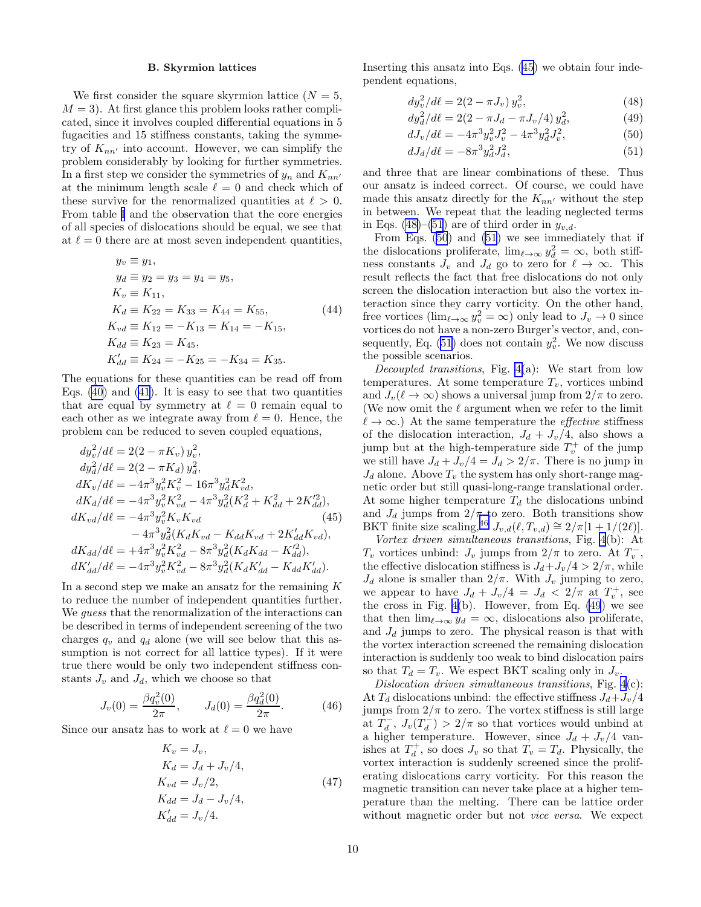### B. Skyrmion lattices

We first consider the square skyrmion lattice ($N = 5$, $M = 3$). At first glance this problem looks rather complicated, since it involves coupled differential equations in 5 fugacities and 15 stiffness constants, taking the symmetry of $K_{nn'}$ into account. However, we can simplify the problem considerably by looking for further symmetries. In a first step we consider the symmetries of $y_n$ and $K_{nn'}$ at the minimum length scale $\ell = 0$ and check which of these survive for the renormalized quantities at $\ell > 0$. From table I and the observation that the core energies of all species of dislocations should be equal, we see that at $\ell = 0$ there are at most seven independent quantities,

$$
\begin{aligned}
y_v &\equiv y_1, \\
y_d &\equiv y_2 = y_3 = y_4 = y_5, \\
K_v &\equiv K_{11}, \\
K_d &\equiv K_{22} = K_{33} = K_{44} = K_{55}, \\
K_{vd} &\equiv K_{12} = -K_{13} = K_{14} = -K_{15}, \\
K_{dd} &\equiv K_{23} = K_{45}, \\
K'_{dd} &\equiv K_{24} = -K_{25} = -K_{34} = K_{35}.
\end{aligned}
\tag{44}
$$

The equations for these quantities can be read off from Eqs. (40) and (41). It is easy to see that two quantities that are equal by symmetry at $\ell = 0$ remain equal to each other as we integrate away from $\ell = 0$. Hence, the problem can be reduced to seven coupled equations,

$$
\begin{aligned}
dy_v^2/d\ell &= 2(2 - \pi K_v)\, y_v^2, \\
dy_d^2/d\ell &= 2(2 - \pi K_d)\, y_d^2, \\
dK_v/d\ell &= -4\pi^3 y_v^2 K_v^2 - 16\pi^3 y_d^2 K_{vd}^2, \\
dK_d/d\ell &= -4\pi^3 y_v^2 K_{vd}^2 - 4\pi^3 y_d^2 (K_d^2 + K_{dd}^2 + 2K_{dd}'^2), \\
dK_{vd}/d\ell &= -4\pi^3 y_v^2 K_v K_{vd} \\
&\quad - 4\pi^3 y_d^2 (K_d K_{vd} - K_{dd} K_{vd} + 2K'_{dd} K_{vd}), \\
dK_{dd}/d\ell &= +4\pi^3 y_v^2 K_{vd}^2 - 8\pi^3 y_d^2 (K_d K_{dd} - K_{dd}'^2), \\
dK'_{dd}/d\ell &= -4\pi^3 y_v^2 K_{vd}^2 - 8\pi^3 y_d^2 (K_d K'_{dd} - K_{dd} K'_{dd}).
\end{aligned}
\tag{45}
$$

In a second step we make an ansatz for the remaining $K$ to reduce the number of independent quantities further. We *guess* that the renormalization of the interactions can be described in terms of independent screening of the two charges $q_v$ and $q_d$ alone (we will see below that this assumption is not correct for all lattice types). If it were true there would be only two independent stiffness constants $J_v$ and $J_d$, which we choose so that

$$
J_v(0) = \frac{\beta q_v^2(0)}{2\pi}, \qquad J_d(0) = \frac{\beta q_d^2(0)}{2\pi}. \tag{46}
$$

Since our ansatz has to work at $\ell = 0$ we have

$$
\begin{aligned}
K_v &= J_v, \\
K_d &= J_d + J_v/4, \\
K_{vd} &= J_v/2, \\
K_{dd} &= J_d - J_v/4, \\
K'_{dd} &= J_v/4.
\end{aligned}
\tag{47}
$$

Inserting this ansatz into Eqs. (45) we obtain four independent equations,

$$
dy_v^2/d\ell = 2(2 - \pi J_v)\, y_v^2, \tag{48}
$$
$$
dy_d^2/d\ell = 2(2 - \pi J_d - \pi J_v/4)\, y_d^2, \tag{49}
$$
$$
dJ_v/d\ell = -4\pi^3 y_v^2 J_v^2 - 4\pi^3 y_d^2 J_v^2, \tag{50}
$$
$$
dJ_d/d\ell = -8\pi^3 y_d^2 J_d^2, \tag{51}
$$

and three that are linear combinations of these. Thus our ansatz is indeed correct. Of course, we could have made this ansatz directly for the $K_{nn'}$ without the step in between. We repeat that the leading neglected terms in Eqs. (48)–(51) are of third order in $y_{v,d}$.

From Eqs. (50) and (51) we see immediately that if the dislocations proliferate, $\lim_{\ell\to\infty} y_d^2 = \infty$, both stiffness constants $J_v$ and $J_d$ go to zero for $\ell \to \infty$. This result reflects the fact that free dislocations do not only screen the dislocation interaction but also the vortex interaction since they carry vorticity. On the other hand, free vortices ($\lim_{\ell\to\infty} y_v^2 = \infty$) only lead to $J_v \to 0$ since vortices do not have a non-zero Burger's vector, and, consequently, Eq. (51) does not contain $y_v^2$. We now discuss the possible scenarios.

*Decoupled transitions*, Fig. 4(a): We start from low temperatures. At some temperature $T_v$, vortices unbind and $J_v(\ell \to \infty)$ shows a universal jump from $2/\pi$ to zero. (We now omit the $\ell$ argument when we refer to the limit $\ell \to \infty$.) At the same temperature the *effective* stiffness of the dislocation interaction, $J_d + J_v/4$, also shows a jump but at the high-temperature side $T_v^+$ of the jump we still have $J_d + J_v/4 = J_d > 2/\pi$. There is no jump in $J_d$ alone. Above $T_v$ the system has only short-range magnetic order but still quasi-long-range translational order. At some higher temperature $T_d$ the dislocations unbind and $J_d$ jumps from $2/\pi$ to zero. Both transitions show BKT finite size scaling,[46] $J_{v,d}(\ell, T_{v,d}) \cong 2/\pi[1 + 1/(2\ell)]$.

*Vortex driven simultaneous transitions*, Fig. 4(b): At $T_v$ vortices unbind: $J_v$ jumps from $2/\pi$ to zero. At $T_v^-$, the effective dislocation stiffness is $J_d + J_v/4 > 2/\pi$, while $J_d$ alone is smaller than $2/\pi$. With $J_v$ jumping to zero, we appear to have $J_d + J_v/4 = J_d < 2/\pi$ at $T_v^+$, see the cross in Fig. 4(b). However, from Eq. (49) we see that then $\lim_{\ell\to\infty} y_d = \infty$, dislocations also proliferate, and $J_d$ jumps to zero. The physical reason is that with the vortex interaction screened the remaining dislocation interaction is suddenly too weak to bind dislocation pairs so that $T_d = T_v$. We espect BKT scaling only in $J_v$.

*Dislocation driven simultaneous transitions*, Fig. 4(c): At $T_d$ dislocations unbind: the effective stiffness $J_d + J_v/4$ jumps from $2/\pi$ to zero. The vortex stiffness is still large at $T_d^-$, $J_v(T_d^-) > 2/\pi$ so that vortices would unbind at a higher temperature. However, since $J_d + J_v/4$ vanishes at $T_d^+$, so does $J_v$ so that $T_v = T_d$. Physically, the vortex interaction is suddenly screened since the proliferating dislocations carry vorticity. For this reason the magnetic transition can never take place at a higher temperature than the melting. There can be lattice order without magnetic order but not *vice versa*. We expect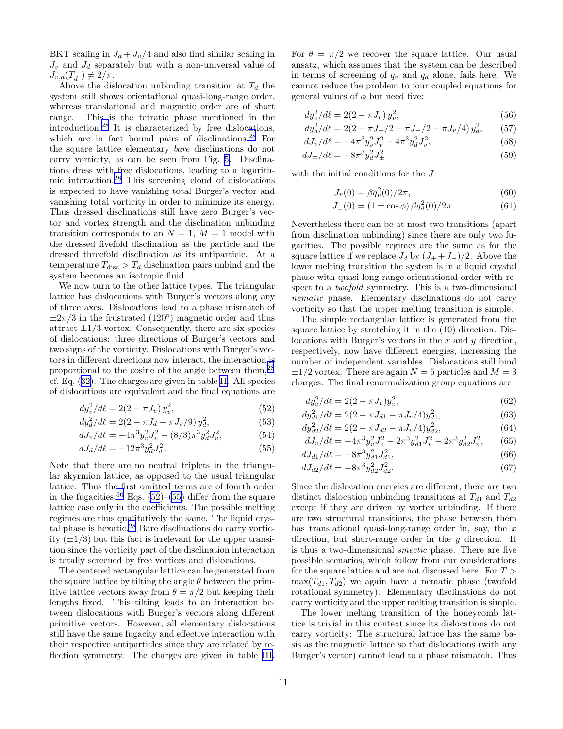BKT scaling in $J_d + J_v/4$ and also find similar scaling in $J_v$ and $J_d$ separately but with a non-universal value of $J_{v,d}(T_d^-) \neq 2/\pi$.

Above the dislocation unbinding transition at $T_d$ the system still shows orientational quasi-long-range order, whereas translational and magnetic order are of short range. This is the tetratic phase mentioned in the introduction.[28] It is characterized by free dislocations, which are in fact bound pairs of disclinations.[28] For the square lattice elementary *bare* disclinations do not carry vorticity, as can be seen from Fig. 5. Disclinations dress with free dislocations, leading to a logarithmic interaction.[28] This screening cloud of dislocations is expected to have vanishing total Burger's vector and vanishing total vorticity in order to minimize its energy. Thus dressed disclinations still have zero Burger's vector and vortex strength and the disclination unbinding transition corresponds to an $N = 1$, $M = 1$ model with the dressed fivefold disclination as the particle and the dressed threefold disclination as its antiparticle. At a temperature $T_{\rm disc} > T_d$ disclination pairs unbind and the system becomes an isotropic fluid.

We now turn to the other lattice types. The triangular lattice has dislocations with Burger's vectors along any of three axes. Dislocations lead to a phase mismatch of $\pm 2\pi/3$ in the frustrated (120°) magnetic order and thus attract $\pm 1/3$ vortex. Consequently, there are six species of dislocations: three directions of Burger's vectors and two signs of the vorticity. Dislocations with Burger's vectors in different directions now interact, the interaction is proportional to the cosine of the angle between them,[28] cf. Eq. (32). The charges are given in table II. All species of dislocations are equivalent and the final equations are

$$dy_v^2/d\ell = 2(2 - \pi J_v)\, y_v^2, \tag{52}$$
$$dy_d^2/d\ell = 2(2 - \pi J_d - \pi J_v/9)\, y_d^2, \tag{53}$$
$$dJ_v/d\ell = -4\pi^3 y_v^2 J_v^2 - (8/3)\pi^3 y_d^2 J_v^2, \tag{54}$$
$$dJ_d/d\ell = -12\pi^3 y_d^2 J_d^2. \tag{55}$$

Note that there are no neutral triplets in the triangular skyrmion lattice, as opposed to the usual triangular lattice. Thus the first omitted terms are of fourth order in the fugacities.[50] Eqs. (52)–(55) differ from the square lattice case only in the coefficients. The possible melting regimes are thus qualitatively the same. The liquid crystal phase is hexatic.[28] Bare disclinations do carry vorticity ($\pm 1/3$) but this fact is irrelevant for the upper transition since the vorticity part of the disclination interaction is totally screened by free vortices and dislocations.

The centered rectangular lattice can be generated from the square lattice by tilting the angle $\theta$ between the primitive lattice vectors away from $\theta = \pi/2$ but keeping their lengths fixed. This tilting leads to an interaction between dislocations with Burger's vectors along different primitive vectors. However, all elementary dislocations still have the same fugacity and effective interaction with their respective antiparticles since they are related by reflection symmetry. The charges are given in table III. For $\theta = \pi/2$ we recover the square lattice. Our usual ansatz, which assumes that the system can be described in terms of screening of $q_v$ and $q_d$ alone, fails here. We cannot reduce the problem to four coupled equations for general values of $\phi$ but need five:

$$dy_v^2/d\ell = 2(2 - \pi J_v)\, y_v^2, \tag{56}$$
$$dy_d^2/d\ell = 2(2 - \pi J_+/2 - \pi J_-/2 - \pi J_v/4)\, y_d^2, \tag{57}$$
$$dJ_v/d\ell = -4\pi^3 y_v^2 J_v^2 - 4\pi^3 y_d^2 J_v^2, \tag{58}$$
$$dJ_\pm/d\ell = -8\pi^3 y_d^2 J_\pm^2 \tag{59}$$

with the initial conditions for the $J$

$$J_v(0) = \beta q_v^2(0)/2\pi, \tag{60}$$
$$J_\pm(0) = (1 \pm \cos\phi)\, \beta q_d^2(0)/2\pi. \tag{61}$$

Nevertheless there can be at most two transitions (apart from disclination unbinding) since there are only two fugacities. The possible regimes are the same as for the square lattice if we replace $J_d$ by $(J_+ + J_-)/2$. Above the lower melting transition the system is in a liquid crystal phase with quasi-long-range orientational order with respect to a *twofold* symmetry. This is a two-dimensional *nematic* phase. Elementary disclinations do not carry vorticity so that the upper melting transition is simple.

The simple rectangular lattice is generated from the square lattice by stretching it in the (10) direction. Dislocations with Burger's vectors in the $x$ and $y$ direction, respectively, now have different energies, increasing the number of independent variables. Dislocations still bind $\pm 1/2$ vortex. There are again $N = 5$ particles and $M = 3$ charges. The final renormalization group equations are

$$dy_v^2/d\ell = 2(2 - \pi J_v) y_v^2, \tag{62}$$
$$dy_{d1}^2/d\ell = 2(2 - \pi J_{d1} - \pi J_v/4) y_{d1}^2, \tag{63}$$
$$dy_{d2}^2/d\ell = 2(2 - \pi J_{d2} - \pi J_v/4) y_{d2}^2, \tag{64}$$
$$dJ_v/d\ell = -4\pi^3 y_v^2 J_v^2 - 2\pi^3 y_{d1}^2 J_v^2 - 2\pi^3 y_{d2}^2 J_v^2, \tag{65}$$
$$dJ_{d1}/d\ell = -8\pi^3 y_{d1}^2 J_{d1}^2, \tag{66}$$
$$dJ_{d2}/d\ell = -8\pi^3 y_{d2}^2 J_{d2}^2. \tag{67}$$

Since the dislocation energies are different, there are two distinct dislocation unbinding transitions at $T_{d1}$ and $T_{d2}$ except if they are driven by vortex unbinding. If there are two structural transitions, the phase between them has translational quasi-long-range order in, say, the $x$ direction, but short-range order in the $y$ direction. It is thus a two-dimensional *smectic* phase. There are five possible scenarios, which follow from our considerations for the square lattice and are not discussed here. For $T > \max(T_{d1}, T_{d2})$ we again have a nematic phase (twofold rotational symmetry). Elementary disclinations do not carry vorticity and the upper melting transition is simple.

The lower melting transition of the honeycomb lattice is trivial in this context since its dislocations do not carry vorticity: The structural lattice has the same basis as the magnetic lattice so that dislocations (with any Burger's vector) cannot lead to a phase mismatch. Thus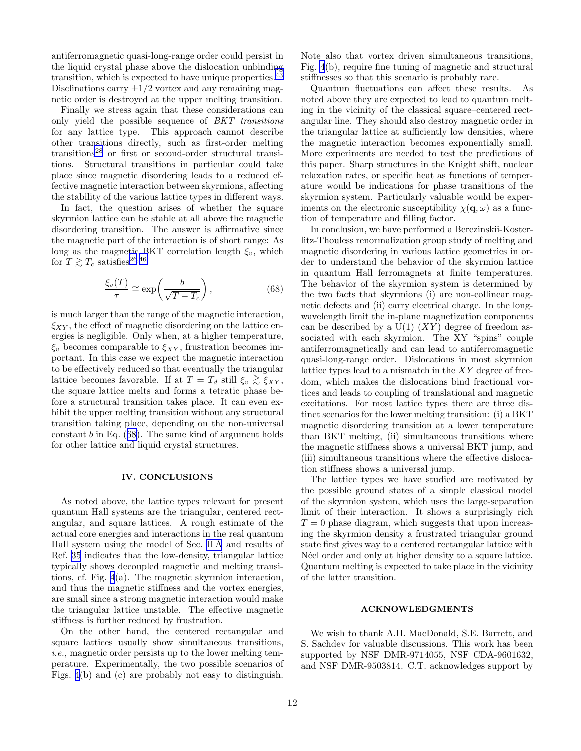antiferromagnetic quasi-long-range order could persist in the liquid crystal phase above the dislocation unbinding transition, which is expected to have unique properties.[43] Disclinations carry $\pm 1/2$ vortex and any remaining magnetic order is destroyed at the upper melting transition.

Finally we stress again that these considerations can only yield the possible sequence of *BKT transitions* for any lattice type. This approach cannot describe other transitions directly, such as first-order melting transitions[28] or first or second-order structural transitions. Structural transitions in particular could take place since magnetic disordering leads to a reduced effective magnetic interaction between skyrmions, affecting the stability of the various lattice types in different ways.

In fact, the question arises of whether the square skyrmion lattice can be stable at all above the magnetic disordering transition. The answer is affirmative since the magnetic part of the interaction is of short range: As long as the magnetic BKT correlation length $\xi_v$, which for $T \gtrsim T_c$ satisfies[26,46]

$$\frac{\xi_v(T)}{\tau} \cong \exp\left(\frac{b}{\sqrt{T-T_c}}\right), \tag{68}$$

is much larger than the range of the magnetic interaction, $\xi_{XY}$, the effect of magnetic disordering on the lattice energies is negligible. Only when, at a higher temperature, $\xi_v$ becomes comparable to $\xi_{XY}$, frustration becomes important. In this case we expect the magnetic interaction to be effectively reduced so that eventually the triangular lattice becomes favorable. If at $T = T_d$ still $\xi_v \gtrsim \xi_{XY}$, the square lattice melts and forms a tetratic phase before a structural transition takes place. It can even exhibit the upper melting transition without any structural transition taking place, depending on the non-universal constant $b$ in Eq. (68). The same kind of argument holds for other lattice and liquid crystal structures.

## IV. CONCLUSIONS

As noted above, the lattice types relevant for present quantum Hall systems are the triangular, centered rectangular, and square lattices. A rough estimate of the actual core energies and interactions in the real quantum Hall system using the model of Sec. II A and results of Ref. 35 indicates that the low-density, triangular lattice typically shows decoupled magnetic and melting transitions, cf. Fig. 4(a). The magnetic skyrmion interaction, and thus the magnetic stiffness and the vortex energies, are small since a strong magnetic interaction would make the triangular lattice unstable. The effective magnetic stiffness is further reduced by frustration.

On the other hand, the centered rectangular and square lattices usually show simultaneous transitions, *i.e.*, magnetic order persists up to the lower melting temperature. Experimentally, the two possible scenarios of Figs. 4(b) and (c) are probably not easy to distinguish. Note also that vortex driven simultaneous transitions, Fig. 4(b), require fine tuning of magnetic and structural stiffnesses so that this scenario is probably rare.

Quantum fluctuations can affect these results. As noted above they are expected to lead to quantum melting in the vicinity of the classical square–centered rectangular line. They should also destroy magnetic order in the triangular lattice at sufficiently low densities, where the magnetic interaction becomes exponentially small. More experiments are needed to test the predictions of this paper. Sharp structures in the Knight shift, nuclear relaxation rates, or specific heat as functions of temperature would be indications for phase transitions of the skyrmion system. Particularly valuable would be experiments on the electronic susceptibility $\chi(\mathbf{q},\omega)$ as a function of temperature and filling factor.

In conclusion, we have performed a Berezinskii-Kosterlitz-Thouless renormalization group study of melting and magnetic disordering in various lattice geometries in order to understand the behavior of the skyrmion lattice in quantum Hall ferromagnets at finite temperatures. The behavior of the skyrmion system is determined by the two facts that skyrmions (i) are non-collinear magnetic defects and (ii) carry electrical charge. In the long-wavelength limit the in-plane magnetization components can be described by a U(1) ($XY$) degree of freedom associated with each skyrmion. The XY "spins" couple antiferromagnetically and can lead to antiferromagnetic quasi-long-range order. Dislocations in most skyrmion lattice types lead to a mismatch in the $XY$ degree of freedom, which makes the dislocations bind fractional vortices and leads to coupling of translational and magnetic excitations. For most lattice types there are three distinct scenarios for the lower melting transition: (i) a BKT magnetic disordering transition at a lower temperature than BKT melting, (ii) simultaneous transitions where the magnetic stiffness shows a universal BKT jump, and (iii) simultaneous transitions where the effective dislocation stiffness shows a universal jump.

The lattice types we have studied are motivated by the possible ground states of a simple classical model of the skyrmion system, which uses the large-separation limit of their interaction. It shows a surprisingly rich $T = 0$ phase diagram, which suggests that upon increasing the skyrmion density a frustrated triangular ground state first gives way to a centered rectangular lattice with Néel order and only at higher density to a square lattice. Quantum melting is expected to take place in the vicinity of the latter transition.

## ACKNOWLEDGMENTS

We wish to thank A.H. MacDonald, S.E. Barrett, and S. Sachdev for valuable discussions. This work has been supported by NSF DMR-9714055, NSF CDA-9601632, and NSF DMR-9503814. C.T. acknowledges support by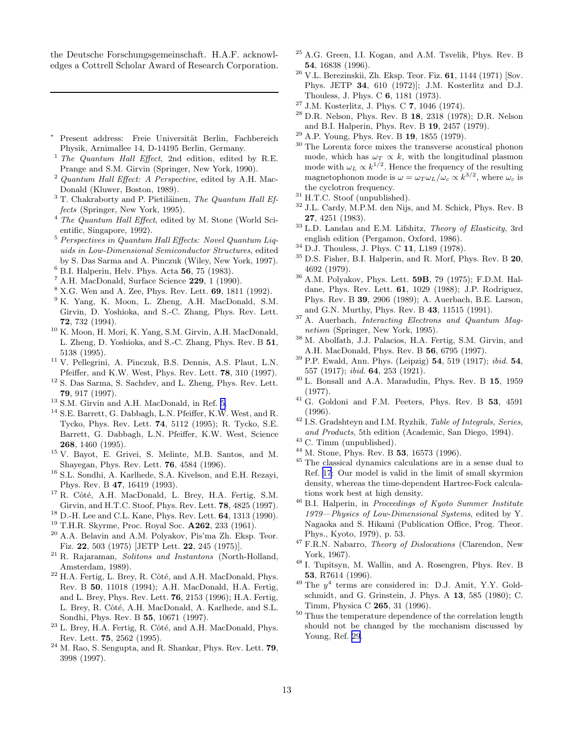the Deutsche Forschungsgemeinschaft. H.A.F. acknowledges a Cottrell Scholar Award of Research Corporation.

---

[*] Present address: Freie Universität Berlin, Fachbereich Physik, Arnimallee 14, D-14195 Berlin, Germany.

[1] *The Quantum Hall Effect*, 2nd edition, edited by R.E. Prange and S.M. Girvin (Springer, New York, 1990).

[2] *Quantum Hall Effect: A Perspective*, edited by A.H. MacDonald (Kluwer, Boston, 1989).

[3] T. Chakraborty and P. Pietiläinen, *The Quantum Hall Effects* (Springer, New York, 1995).

[4] *The Quantum Hall Effect*, edited by M. Stone (World Scientific, Singapore, 1992).

[5] *Perspectives in Quantum Hall Effects: Novel Quantum Liquids in Low-Dimensional Semiconductor Structures*, edited by S. Das Sarma and A. Pinczuk (Wiley, New York, 1997).

[6] B.I. Halperin, Helv. Phys. Acta **56**, 75 (1983).

[7] A.H. MacDonald, Surface Science **229**, 1 (1990).

[8] X.G. Wen and A. Zee, Phys. Rev. Lett. **69**, 1811 (1992).

[9] K. Yang, K. Moon, L. Zheng, A.H. MacDonald, S.M. Girvin, D. Yoshioka, and S.-C. Zhang, Phys. Rev. Lett. **72**, 732 (1994).

[10] K. Moon, H. Mori, K. Yang, S.M. Girvin, A.H. MacDonald, L. Zheng, D. Yoshioka, and S.-C. Zhang, Phys. Rev. B **51**, 5138 (1995).

[11] V. Pellegrini, A. Pinczuk, B.S. Dennis, A.S. Plaut, L.N. Pfeiffer, and K.W. West, Phys. Rev. Lett. **78**, 310 (1997).

[12] S. Das Sarma, S. Sachdev, and L. Zheng, Phys. Rev. Lett. **79**, 917 (1997).

[13] S.M. Girvin and A.H. MacDonald, in Ref. 5.

[14] S.E. Barrett, G. Dabbagh, L.N. Pfeiffer, K.W. West, and R. Tycko, Phys. Rev. Lett. **74**, 5112 (1995); R. Tycko, S.E. Barrett, G. Dabbagh, L.N. Pfeiffer, K.W. West, Science **268**, 1460 (1995).

[15] V. Bayot, E. Grivei, S. Melinte, M.B. Santos, and M. Shayegan, Phys. Rev. Lett. **76**, 4584 (1996).

[16] S.L. Sondhi, A. Karlhede, S.A. Kivelson, and E.H. Rezayi, Phys. Rev. B **47**, 16419 (1993).

[17] R. Côté, A.H. MacDonald, L. Brey, H.A. Fertig, S.M. Girvin, and H.T.C. Stoof, Phys. Rev. Lett. **78**, 4825 (1997).

[18] D.-H. Lee and C.L. Kane, Phys. Rev. Lett. **64**, 1313 (1990).

[19] T.H.R. Skyrme, Proc. Royal Soc. **A262**, 233 (1961).

[20] A.A. Belavin and A.M. Polyakov, Pis'ma Zh. Eksp. Teor. Fiz. **22**, 503 (1975) [JETP Lett. **22**, 245 (1975)].

[21] R. Rajaraman, *Solitons and Instantons* (North-Holland, Amsterdam, 1989).

[22] H.A. Fertig, L. Brey, R. Côté, and A.H. MacDonald, Phys. Rev. B **50**, 11018 (1994); A.H. MacDonald, H.A. Fertig, and L. Brey, Phys. Rev. Lett. **76**, 2153 (1996); H.A. Fertig, L. Brey, R. Côté, A.H. MacDonald, A. Karlhede, and S.L. Sondhi, Phys. Rev. B **55**, 10671 (1997).

[23] L. Brey, H.A. Fertig, R. Côté, and A.H. MacDonald, Phys. Rev. Lett. **75**, 2562 (1995).

[24] M. Rao, S. Sengupta, and R. Shankar, Phys. Rev. Lett. **79**, 3998 (1997).

[25] A.G. Green, I.I. Kogan, and A.M. Tsvelik, Phys. Rev. B **54**, 16838 (1996).

[26] V.L. Berezinskii, Zh. Eksp. Teor. Fiz. **61**, 1144 (1971) [Sov. Phys. JETP **34**, 610 (1972)]; J.M. Kosterlitz and D.J. Thouless, J. Phys. C **6**, 1181 (1973).

[27] J.M. Kosterlitz, J. Phys. C **7**, 1046 (1974).

[28] D.R. Nelson, Phys. Rev. B **18**, 2318 (1978); D.R. Nelson and B.I. Halperin, Phys. Rev. B **19**, 2457 (1979).

[29] A.P. Young, Phys. Rev. B **19**, 1855 (1979).

[30] The Lorentz force mixes the transverse acoustical phonon mode, which has $\omega_T \propto k$, with the longitudinal plasmon mode with $\omega_L \propto k^{1/2}$. Hence the frequency of the resulting magnetophonon mode is $\omega = \omega_T \omega_L / \omega_c \propto k^{3/2}$, where $\omega_c$ is the cyclotron frequency.

[31] H.T.C. Stoof (unpublished).

[32] J.L. Cardy, M.P.M. den Nijs, and M. Schick, Phys. Rev. B **27**, 4251 (1983).

[33] L.D. Landau and E.M. Lifshitz, *Theory of Elasticity*, 3rd english edition (Pergamon, Oxford, 1986).

[34] D.J. Thouless, J. Phys. C **11**, L189 (1978).

[35] D.S. Fisher, B.I. Halperin, and R. Morf, Phys. Rev. B **20**, 4692 (1979).

[36] A.M. Polyakov, Phys. Lett. **59B**, 79 (1975); F.D.M. Haldane, Phys. Rev. Lett. **61**, 1029 (1988); J.P. Rodriguez, Phys. Rev. B **39**, 2906 (1989); A. Auerbach, B.E. Larson, and G.N. Murthy, Phys. Rev. B **43**, 11515 (1991).

[37] A. Auerbach, *Interacting Electrons and Quantum Magnetism* (Springer, New York, 1995).

[38] M. Abolfath, J.J. Palacios, H.A. Fertig, S.M. Girvin, and A.H. MacDonald, Phys. Rev. B **56**, 6795 (1997).

[39] P.P. Ewald, Ann. Phys. (Leipzig) **54**, 519 (1917); *ibid.* **54**, 557 (1917); *ibid.* **64**, 253 (1921).

[40] L. Bonsall and A.A. Maradudin, Phys. Rev. B **15**, 1959 (1977).

[41] G. Goldoni and F.M. Peeters, Phys. Rev. B **53**, 4591 (1996).

[42] I.S. Gradshteyn and I.M. Ryzhik, *Table of Integrals, Series, and Products*, 5th edition (Academic, San Diego, 1994).

[43] C. Timm (unpublished).

[44] M. Stone, Phys. Rev. B **53**, 16573 (1996).

[45] The classical dynamics calculations are in a sense dual to Ref. 17: Our model is valid in the limit of small skyrmion density, whereas the time-dependent Hartree-Fock calculations work best at high density.

[46] B.I. Halperin, in *Proceedings of Kyoto Summer Institute 1979—Physics of Low-Dimensional Systems*, edited by Y. Nagaoka and S. Hikami (Publication Office, Prog. Theor. Phys., Kyoto, 1979), p. 53.

[47] F.R.N. Nabarro, *Theory of Dislocations* (Clarendon, New York, 1967).

[48] I. Tupitsyn, M. Wallin, and A. Rosengren, Phys. Rev. B **53**, R7614 (1996).

[49] The $y^4$ terms are considered in: D.J. Amit, Y.Y. Goldschmidt, and G. Grinstein, J. Phys. A **13**, 585 (1980); C. Timm, Physica C **265**, 31 (1996).

[50] Thus the temperature dependence of the correlation length should not be changed by the mechanism discussed by Young, Ref. 29.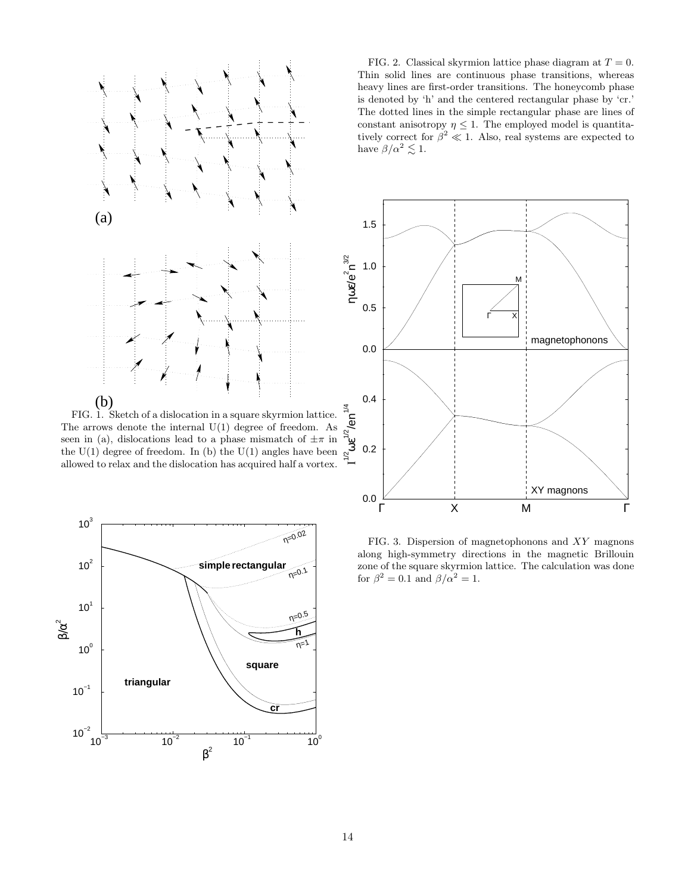FIG. 1. Sketch of a dislocation in a square skyrmion lattice. The arrows denote the internal U(1) degree of freedom. As seen in (a), dislocations lead to a phase mismatch of $\pm\pi$ in the U(1) degree of freedom. In (b) the U(1) angles have been allowed to relax and the dislocation has acquired half a vortex.

FIG. 2. Classical skyrmion lattice phase diagram at $T = 0$. Thin solid lines are continuous phase transitions, whereas heavy lines are first-order transitions. The honeycomb phase is denoted by 'h' and the centered rectangular phase by 'cr.' The dotted lines in the simple rectangular phase are lines of constant anisotropy $\eta \leq 1$. The employed model is quantitatively correct for $\beta^2 \ll 1$. Also, real systems are expected to have $\beta/\alpha^2 \lesssim 1$.

FIG. 3. Dispersion of magnetophonons and $XY$ magnons along high-symmetry directions in the magnetic Brillouin zone of the square skyrmion lattice. The calculation was done for $\beta^2 = 0.1$ and $\beta/\alpha^2 = 1$.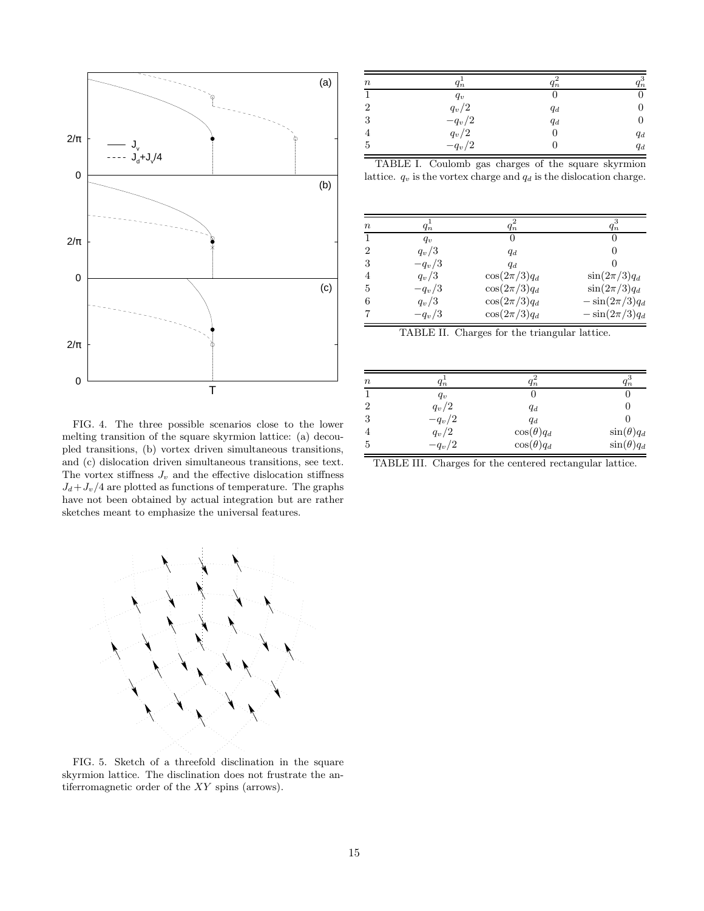(a)

2/π

$J_v$

$J_d$+$J_v$/4

0

(b)

2/π

0

(c)

2/π

0

T

FIG. 4. The three possible scenarios close to the lower melting transition of the square skyrmion lattice: (a) decoupled transitions, (b) vortex driven simultaneous transitions, and (c) dislocation driven simultaneous transitions, see text. The vortex stiffness $J_v$ and the effective dislocation stiffness $J_d + J_v/4$ are plotted as functions of temperature. The graphs have not been obtained by actual integration but are rather sketches meant to emphasize the universal features.

FIG. 5. Sketch of a threefold disclination in the square skyrmion lattice. The disclination does not frustrate the antiferromagnetic order of the $XY$ spins (arrows).

| $n$ | $q_n^1$ | $q_n^2$ | $q_n^3$ |
|---|---|---|---|
| 1 | $q_v$ | 0 | 0 |
| 2 | $q_v/2$ | $q_d$ | 0 |
| 3 | $-q_v/2$ | $q_d$ | 0 |
| 4 | $q_v/2$ | 0 | $q_d$ |
| 5 | $-q_v/2$ | 0 | $q_d$ |

TABLE I. Coulomb gas charges of the square skyrmion lattice. $q_v$ is the vortex charge and $q_d$ is the dislocation charge.

| $n$ | $q_n^1$ | $q_n^2$ | $q_n^3$ |
|---|---|---|---|
| 1 | $q_v$ | 0 | 0 |
| 2 | $q_v/3$ | $q_d$ | 0 |
| 3 | $-q_v/3$ | $q_d$ | 0 |
| 4 | $q_v/3$ | $\cos(2\pi/3)q_d$ | $\sin(2\pi/3)q_d$ |
| 5 | $-q_v/3$ | $\cos(2\pi/3)q_d$ | $\sin(2\pi/3)q_d$ |
| 6 | $q_v/3$ | $\cos(2\pi/3)q_d$ | $-\sin(2\pi/3)q_d$ |
| 7 | $-q_v/3$ | $\cos(2\pi/3)q_d$ | $-\sin(2\pi/3)q_d$ |

TABLE II. Charges for the triangular lattice.

| $n$ | $q_n^1$ | $q_n^2$ | $q_n^3$ |
|---|---|---|---|
| 1 | $q_v$ | 0 | 0 |
| 2 | $q_v/2$ | $q_d$ | 0 |
| 3 | $-q_v/2$ | $q_d$ | 0 |
| 4 | $q_v/2$ | $\cos(\theta)q_d$ | $\sin(\theta)q_d$ |
| 5 | $-q_v/2$ | $\cos(\theta)q_d$ | $\sin(\theta)q_d$ |

TABLE III. Charges for the centered rectangular lattice.